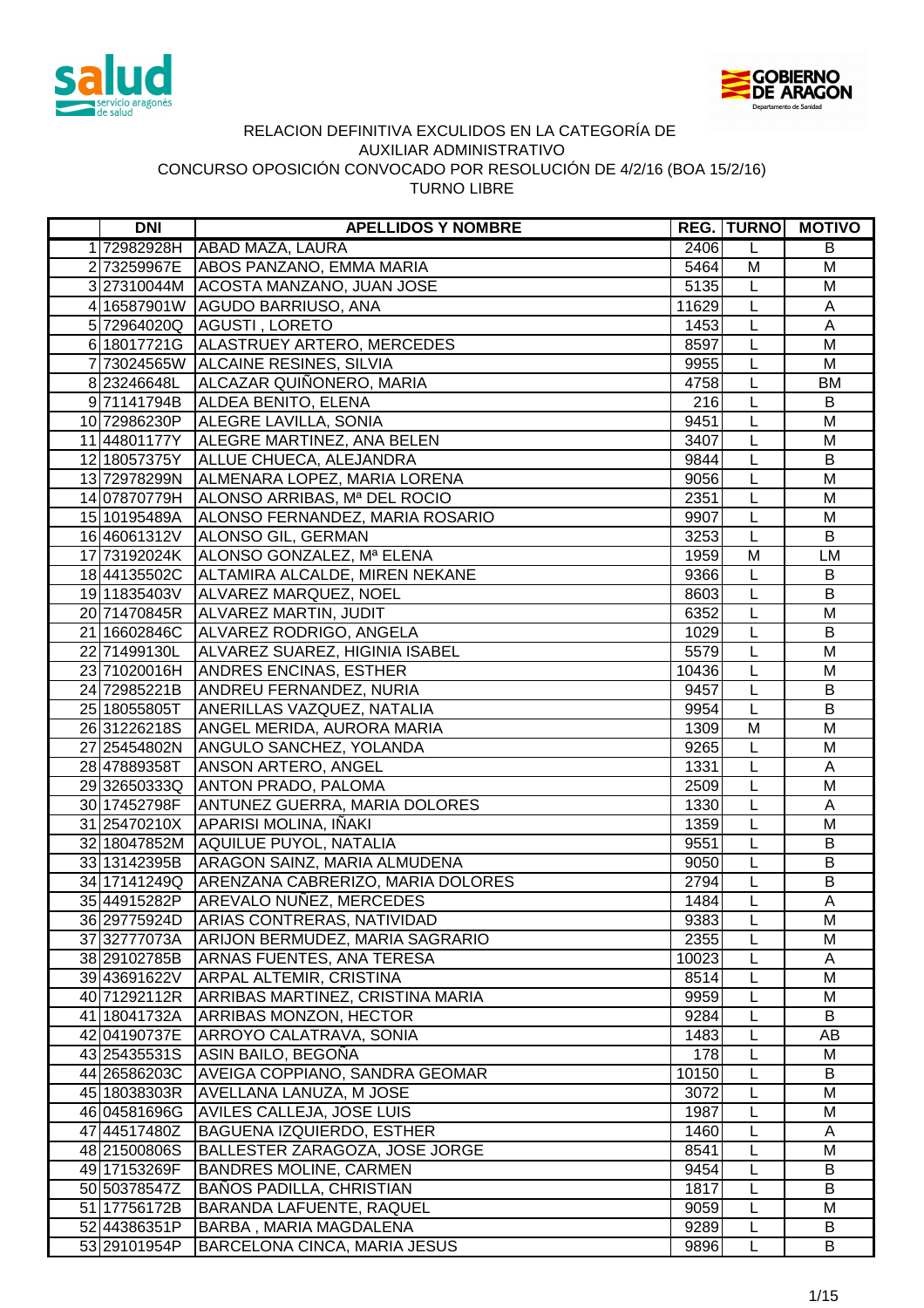salud servicio aragonés de salud

GOBIERNO DE ARAGON
Departamento de Sanidad

RELACION DEFINITIVA EXCULIDOS EN LA CATEGORÍA DE
AUXILIAR ADMINISTRATIVO
CONCURSO OPOSICIÓN CONVOCADO POR RESOLUCIÓN DE 4/2/16 (BOA 15/2/16)
TURNO LIBRE

| | DNI | APELLIDOS Y NOMBRE | REG. | TURNO | MOTIVO |
|---|---|---|---|---|---|
| 1 | 72982928H | ABAD MAZA, LAURA | 2406 | L | B |
| 2 | 73259967E | ABOS PANZANO, EMMA MARIA | 5464 | M | M |
| 3 | 27310044M | ACOSTA MANZANO, JUAN JOSE | 5135 | L | M |
| 4 | 16587901W | AGUDO BARRIUSO, ANA | 11629 | L | A |
| 5 | 72964020Q | AGUSTI , LORETO | 1453 | L | A |
| 6 | 18017721G | ALASTRUEY ARTERO, MERCEDES | 8597 | L | M |
| 7 | 73024565W | ALCAINE RESINES, SILVIA | 9955 | L | M |
| 8 | 23246648L | ALCAZAR QUIÑONERO, MARIA | 4758 | L | BM |
| 9 | 71141794B | ALDEA BENITO, ELENA | 216 | L | B |
| 10 | 72986230P | ALEGRE LAVILLA, SONIA | 9451 | L | M |
| 11 | 44801177Y | ALEGRE MARTINEZ, ANA BELEN | 3407 | L | M |
| 12 | 18057375Y | ALLUE CHUECA, ALEJANDRA | 9844 | L | B |
| 13 | 72978299N | ALMENARA LOPEZ, MARIA LORENA | 9056 | L | M |
| 14 | 07870779H | ALONSO ARRIBAS, Mª DEL ROCIO | 2351 | L | M |
| 15 | 10195489A | ALONSO FERNANDEZ, MARIA ROSARIO | 9907 | L | M |
| 16 | 46061312V | ALONSO GIL, GERMAN | 3253 | L | B |
| 17 | 73192024K | ALONSO GONZALEZ, Mª ELENA | 1959 | M | LM |
| 18 | 44135502C | ALTAMIRA ALCALDE, MIREN NEKANE | 9366 | L | B |
| 19 | 11835403V | ALVAREZ MARQUEZ, NOEL | 8603 | L | B |
| 20 | 71470845R | ALVAREZ MARTIN, JUDIT | 6352 | L | M |
| 21 | 16602846C | ALVAREZ RODRIGO, ANGELA | 1029 | L | B |
| 22 | 71499130L | ALVAREZ SUAREZ, HIGINIA ISABEL | 5579 | L | M |
| 23 | 71020016H | ANDRES ENCINAS, ESTHER | 10436 | L | M |
| 24 | 72985221B | ANDREU FERNANDEZ, NURIA | 9457 | L | B |
| 25 | 18055805T | ANERILLAS VAZQUEZ, NATALIA | 9954 | L | B |
| 26 | 31226218S | ANGEL MERIDA, AURORA MARIA | 1309 | M | M |
| 27 | 25454802N | ANGULO SANCHEZ, YOLANDA | 9265 | L | M |
| 28 | 47889358T | ANSON ARTERO, ANGEL | 1331 | L | A |
| 29 | 32650333Q | ANTON PRADO, PALOMA | 2509 | L | M |
| 30 | 17452798F | ANTUNEZ GUERRA, MARIA DOLORES | 1330 | L | A |
| 31 | 25470210X | APARISI MOLINA, IÑAKI | 1359 | L | M |
| 32 | 18047852M | AQUILUE PUYOL, NATALIA | 9551 | L | B |
| 33 | 13142395B | ARAGON SAINZ, MARIA ALMUDENA | 9050 | L | B |
| 34 | 17141249Q | ARENZANA CABRERIZO, MARIA DOLORES | 2794 | L | B |
| 35 | 44915282P | AREVALO NUÑEZ, MERCEDES | 1484 | L | A |
| 36 | 29775924D | ARIAS CONTRERAS, NATIVIDAD | 9383 | L | M |
| 37 | 32777073A | ARIJON BERMUDEZ, MARIA SAGRARIO | 2355 | L | M |
| 38 | 29102785B | ARNAS FUENTES, ANA TERESA | 10023 | L | A |
| 39 | 43691622V | ARPAL ALTEMIR, CRISTINA | 8514 | L | M |
| 40 | 71292112R | ARRIBAS MARTINEZ, CRISTINA MARIA | 9959 | L | M |
| 41 | 18041732A | ARRIBAS MONZON, HECTOR | 9284 | L | B |
| 42 | 04190737E | ARROYO CALATRAVA, SONIA | 1483 | L | AB |
| 43 | 25435531S | ASIN BAILO, BEGOÑA | 178 | L | M |
| 44 | 26586203C | AVEIGA COPPIANO, SANDRA GEOMAR | 10150 | L | B |
| 45 | 18038303R | AVELLANA LANUZA, M JOSE | 3072 | L | M |
| 46 | 04581696G | AVILES CALLEJA, JOSE LUIS | 1987 | L | M |
| 47 | 44517480Z | BAGUENA IZQUIERDO, ESTHER | 1460 | L | A |
| 48 | 21500806S | BALLESTER ZARAGOZA, JOSE JORGE | 8541 | L | M |
| 49 | 17153269F | BANDRES MOLINE, CARMEN | 9454 | L | B |
| 50 | 50378547Z | BAÑOS PADILLA, CHRISTIAN | 1817 | L | B |
| 51 | 17756172B | BARANDA LAFUENTE, RAQUEL | 9059 | L | M |
| 52 | 44386351P | BARBA , MARIA MAGDALENA | 9289 | L | B |
| 53 | 29101954P | BARCELONA CINCA, MARIA JESUS | 9896 | L | B |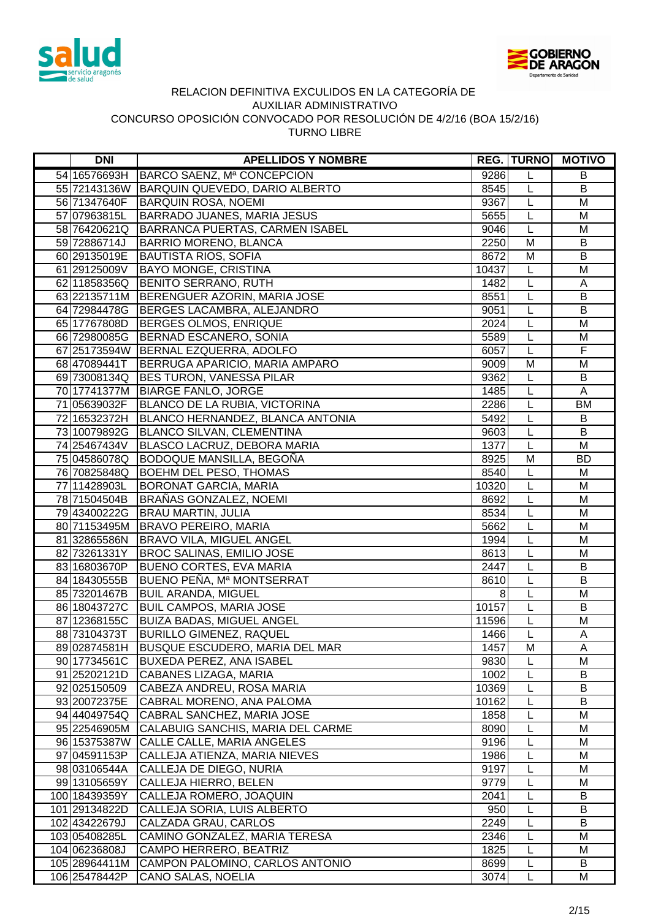RELACION DEFINITIVA EXCULIDOS EN LA CATEGORÍA DE
AUXILIAR ADMINISTRATIVO
CONCURSO OPOSICIÓN CONVOCADO POR RESOLUCIÓN DE 4/2/16 (BOA 15/2/16)
TURNO LIBRE

| | DNI | APELLIDOS Y NOMBRE | REG. | TURNO | MOTIVO |
|---|---|---|---|---|---|
| 54 | 16576693H | BARCO SAENZ, Mª CONCEPCION | 9286 | L | B |
| 55 | 72143136W | BARQUIN QUEVEDO, DARIO ALBERTO | 8545 | L | B |
| 56 | 71347640F | BARQUIN ROSA, NOEMI | 9367 | L | M |
| 57 | 07963815L | BARRADO JUANES, MARIA JESUS | 5655 | L | M |
| 58 | 76420621Q | BARRANCA PUERTAS, CARMEN ISABEL | 9046 | L | M |
| 59 | 72886714J | BARRIO MORENO, BLANCA | 2250 | M | B |
| 60 | 29135019E | BAUTISTA RIOS, SOFIA | 8672 | M | B |
| 61 | 29125009V | BAYO MONGE, CRISTINA | 10437 | L | M |
| 62 | 11858356Q | BENITO SERRANO, RUTH | 1482 | L | A |
| 63 | 22135711M | BERENGUER AZORIN, MARIA JOSE | 8551 | L | B |
| 64 | 72984478G | BERGES LACAMBRA, ALEJANDRO | 9051 | L | B |
| 65 | 17767808D | BERGES OLMOS, ENRIQUE | 2024 | L | M |
| 66 | 72980085G | BERNAD ESCANERO, SONIA | 5589 | L | M |
| 67 | 25173594W | BERNAL EZQUERRA, ADOLFO | 6057 | L | F |
| 68 | 47089441T | BERRUGA APARICIO, MARIA AMPARO | 9009 | M | M |
| 69 | 73008134Q | BES TURON, VANESSA PILAR | 9362 | L | B |
| 70 | 17741377M | BIARGE FANLO, JORGE | 1485 | L | A |
| 71 | 05639032F | BLANCO DE LA RUBIA, VICTORINA | 2286 | L | BM |
| 72 | 16532372H | BLANCO HERNANDEZ, BLANCA ANTONIA | 5492 | L | B |
| 73 | 10079892G | BLANCO SILVAN, CLEMENTINA | 9603 | L | B |
| 74 | 25467434V | BLASCO LACRUZ, DEBORA MARIA | 1377 | L | M |
| 75 | 04586078Q | BODOQUE MANSILLA, BEGOÑA | 8925 | M | BD |
| 76 | 70825848Q | BOEHM DEL PESO, THOMAS | 8540 | L | M |
| 77 | 11428903L | BORONAT GARCIA, MARIA | 10320 | L | M |
| 78 | 71504504B | BRAÑAS GONZALEZ, NOEMI | 8692 | L | M |
| 79 | 43400222G | BRAU MARTIN, JULIA | 8534 | L | M |
| 80 | 71153495M | BRAVO PEREIRO, MARIA | 5662 | L | M |
| 81 | 32865586N | BRAVO VILA, MIGUEL ANGEL | 1994 | L | M |
| 82 | 73261331Y | BROC SALINAS, EMILIO JOSE | 8613 | L | M |
| 83 | 16803670P | BUENO CORTES, EVA MARIA | 2447 | L | B |
| 84 | 18430555B | BUENO PEÑA, Mª MONTSERRAT | 8610 | L | B |
| 85 | 73201467B | BUIL ARANDA, MIGUEL | 8 | L | M |
| 86 | 18043727C | BUIL CAMPOS, MARIA JOSE | 10157 | L | B |
| 87 | 12368155C | BUIZA BADAS, MIGUEL ANGEL | 11596 | L | M |
| 88 | 73104373T | BURILLO GIMENEZ, RAQUEL | 1466 | L | A |
| 89 | 02874581H | BUSQUE ESCUDERO, MARIA DEL MAR | 1457 | M | A |
| 90 | 17734561C | BUXEDA PEREZ, ANA ISABEL | 9830 | L | M |
| 91 | 25202121D | CABANES LIZAGA, MARIA | 1002 | L | B |
| 92 | 025150509 | CABEZA ANDREU, ROSA MARIA | 10369 | L | B |
| 93 | 20072375E | CABRAL MORENO, ANA PALOMA | 10162 | L | B |
| 94 | 44049754Q | CABRAL SANCHEZ, MARIA JOSE | 1858 | L | M |
| 95 | 22546905M | CALABUIG SANCHIS, MARIA DEL CARME | 8090 | L | M |
| 96 | 15375387W | CALLE CALLE, MARIA ANGELES | 9196 | L | M |
| 97 | 04591153P | CALLEJA ATIENZA, MARIA NIEVES | 1986 | L | M |
| 98 | 03106544A | CALLEJA DE DIEGO, NURIA | 9197 | L | M |
| 99 | 13105659Y | CALLEJA HIERRO, BELEN | 9779 | L | M |
| 100 | 18439359Y | CALLEJA ROMERO, JOAQUIN | 2041 | L | B |
| 101 | 29134822D | CALLEJA SORIA, LUIS ALBERTO | 950 | L | B |
| 102 | 43422679J | CALZADA GRAU, CARLOS | 2249 | L | B |
| 103 | 05408285L | CAMINO GONZALEZ, MARIA TERESA | 2346 | L | M |
| 104 | 06236808J | CAMPO HERRERO, BEATRIZ | 1825 | L | M |
| 105 | 28964411M | CAMPON PALOMINO, CARLOS ANTONIO | 8699 | L | B |
| 106 | 25478442P | CANO SALAS, NOELIA | 3074 | L | M |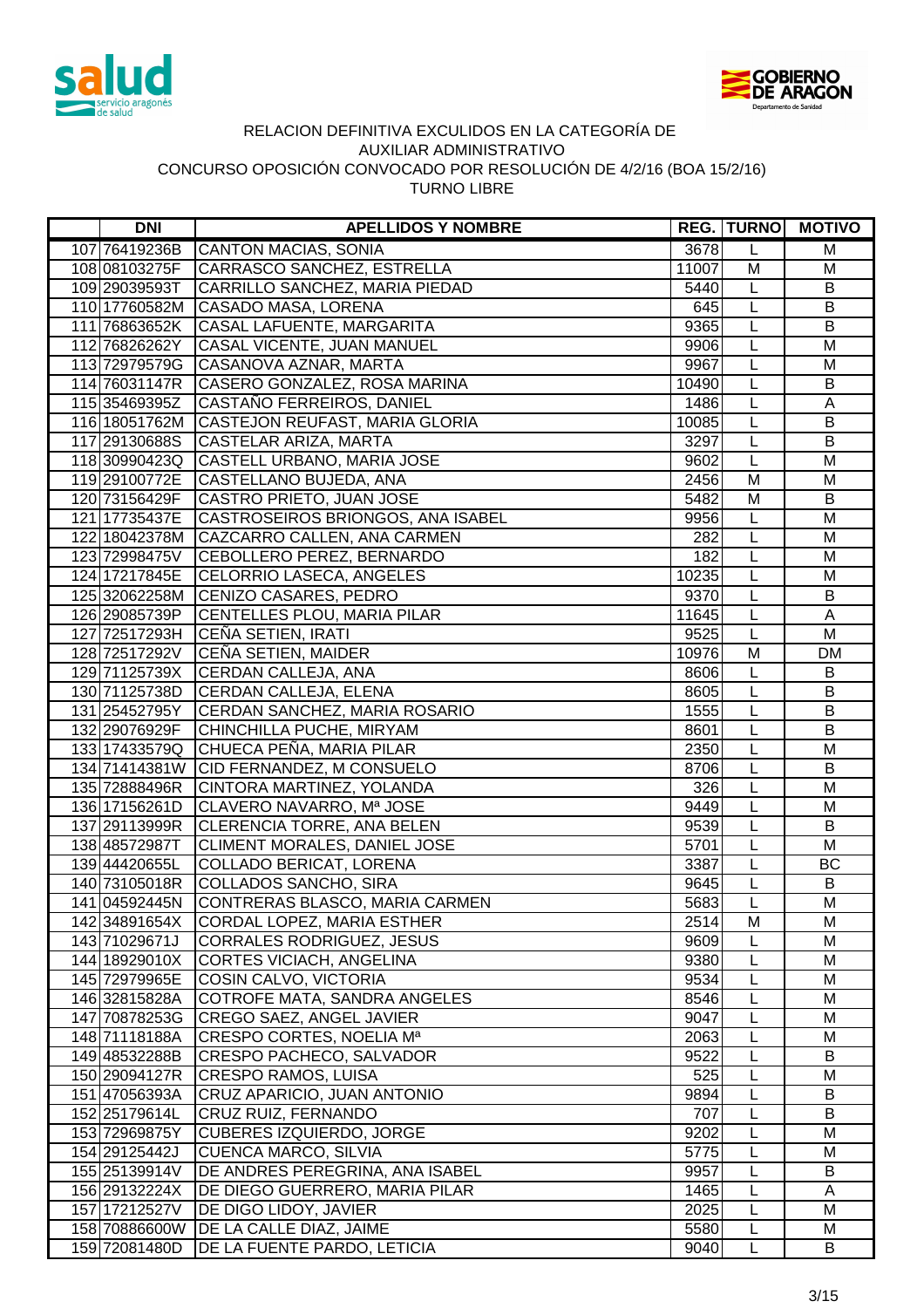RELACION DEFINITIVA EXCULIDOS EN LA CATEGORÍA DE
AUXILIAR ADMINISTRATIVO
CONCURSO OPOSICIÓN CONVOCADO POR RESOLUCIÓN DE 4/2/16 (BOA 15/2/16)
TURNO LIBRE

| | DNI | APELLIDOS Y NOMBRE | REG. | TURNO | MOTIVO |
|---|---|---|---|---|---|
| 107 | 76419236B | CANTON MACIAS, SONIA | 3678 | L | M |
| 108 | 08103275F | CARRASCO SANCHEZ, ESTRELLA | 11007 | M | M |
| 109 | 29039593T | CARRILLO SANCHEZ, MARIA PIEDAD | 5440 | L | B |
| 110 | 17760582M | CASADO MASA, LORENA | 645 | L | B |
| 111 | 76863652K | CASAL LAFUENTE, MARGARITA | 9365 | L | B |
| 112 | 76826262Y | CASAL VICENTE, JUAN MANUEL | 9906 | L | M |
| 113 | 72979579G | CASANOVA AZNAR, MARTA | 9967 | L | M |
| 114 | 76031147R | CASERO GONZALEZ, ROSA MARINA | 10490 | L | B |
| 115 | 35469395Z | CASTAÑO FERREIROS, DANIEL | 1486 | L | A |
| 116 | 18051762M | CASTEJON REUFAST, MARIA GLORIA | 10085 | L | B |
| 117 | 29130688S | CASTELAR ARIZA, MARTA | 3297 | L | B |
| 118 | 30990423Q | CASTELL URBANO, MARIA JOSE | 9602 | L | M |
| 119 | 29100772E | CASTELLANO BUJEDA, ANA | 2456 | M | M |
| 120 | 73156429F | CASTRO PRIETO, JUAN JOSE | 5482 | M | B |
| 121 | 17735437E | CASTROSEIROS BRIONGOS, ANA ISABEL | 9956 | L | M |
| 122 | 18042378M | CAZCARRO CALLEN, ANA CARMEN | 282 | L | M |
| 123 | 72998475V | CEBOLLERO PEREZ, BERNARDO | 182 | L | M |
| 124 | 17217845E | CELORRIO LASECA, ANGELES | 10235 | L | M |
| 125 | 32062258M | CENIZO CASARES, PEDRO | 9370 | L | B |
| 126 | 29085739P | CENTELLES PLOU, MARIA PILAR | 11645 | L | A |
| 127 | 72517293H | CEÑA SETIEN, IRATI | 9525 | L | M |
| 128 | 72517292V | CEÑA SETIEN, MAIDER | 10976 | M | DM |
| 129 | 71125739X | CERDAN CALLEJA, ANA | 8606 | L | B |
| 130 | 71125738D | CERDAN CALLEJA, ELENA | 8605 | L | B |
| 131 | 25452795Y | CERDAN SANCHEZ, MARIA ROSARIO | 1555 | L | B |
| 132 | 29076929F | CHINCHILLA PUCHE, MIRYAM | 8601 | L | B |
| 133 | 17433579Q | CHUECA PEÑA, MARIA PILAR | 2350 | L | M |
| 134 | 71414381W | CID FERNANDEZ, M CONSUELO | 8706 | L | B |
| 135 | 72888496R | CINTORA MARTINEZ, YOLANDA | 326 | L | M |
| 136 | 17156261D | CLAVERO NAVARRO, Mª JOSE | 9449 | L | M |
| 137 | 29113999R | CLERENCIA TORRE, ANA BELEN | 9539 | L | B |
| 138 | 48572987T | CLIMENT MORALES, DANIEL JOSE | 5701 | L | M |
| 139 | 44420655L | COLLADO BERICAT, LORENA | 3387 | L | BC |
| 140 | 73105018R | COLLADOS SANCHO, SIRA | 9645 | L | B |
| 141 | 04592445N | CONTRERAS BLASCO, MARIA CARMEN | 5683 | L | M |
| 142 | 34891654X | CORDAL LOPEZ, MARIA ESTHER | 2514 | M | M |
| 143 | 71029671J | CORRALES RODRIGUEZ, JESUS | 9609 | L | M |
| 144 | 18929010X | CORTES VICIACH, ANGELINA | 9380 | L | M |
| 145 | 72979965E | COSIN CALVO, VICTORIA | 9534 | L | M |
| 146 | 32815828A | COTROFE MATA, SANDRA ANGELES | 8546 | L | M |
| 147 | 70878253G | CREGO SAEZ, ANGEL JAVIER | 9047 | L | M |
| 148 | 71118188A | CRESPO CORTES, NOELIA Mª | 2063 | L | M |
| 149 | 48532288B | CRESPO PACHECO, SALVADOR | 9522 | L | B |
| 150 | 29094127R | CRESPO RAMOS, LUISA | 525 | L | M |
| 151 | 47056393A | CRUZ APARICIO, JUAN ANTONIO | 9894 | L | B |
| 152 | 25179614L | CRUZ RUIZ, FERNANDO | 707 | L | B |
| 153 | 72969875Y | CUBERES IZQUIERDO, JORGE | 9202 | L | M |
| 154 | 29125442J | CUENCA MARCO, SILVIA | 5775 | L | M |
| 155 | 25139914V | DE ANDRES PEREGRINA, ANA ISABEL | 9957 | L | B |
| 156 | 29132224X | DE DIEGO GUERRERO, MARIA PILAR | 1465 | L | A |
| 157 | 17212527V | DE DIGO LIDOY, JAVIER | 2025 | L | M |
| 158 | 70886600W | DE LA CALLE DIAZ, JAIME | 5580 | L | M |
| 159 | 72081480D | DE LA FUENTE PARDO, LETICIA | 9040 | L | B |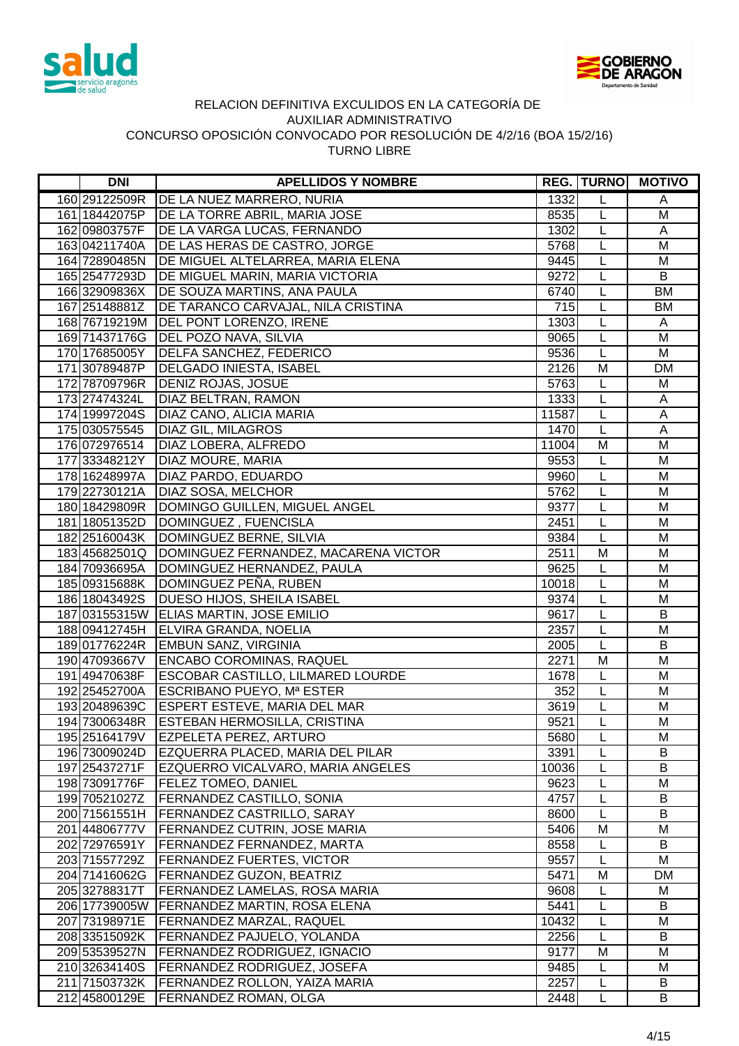RELACION DEFINITIVA EXCULIDOS EN LA CATEGORÍA DE
AUXILIAR ADMINISTRATIVO
CONCURSO OPOSICIÓN CONVOCADO POR RESOLUCIÓN DE 4/2/16 (BOA 15/2/16)
TURNO LIBRE

| | DNI | APELLIDOS Y NOMBRE | REG. | TURNO | MOTIVO |
|---|---|---|---|---|---|
| 160 | 29122509R | DE LA NUEZ MARRERO, NURIA | 1332 | L | A |
| 161 | 18442075P | DE LA TORRE ABRIL, MARIA JOSE | 8535 | L | M |
| 162 | 09803757F | DE LA VARGA LUCAS, FERNANDO | 1302 | L | A |
| 163 | 04211740A | DE LAS HERAS DE CASTRO, JORGE | 5768 | L | M |
| 164 | 72890485N | DE MIGUEL ALTELARREA, MARIA ELENA | 9445 | L | M |
| 165 | 25477293D | DE MIGUEL MARIN, MARIA VICTORIA | 9272 | L | B |
| 166 | 32909836X | DE SOUZA MARTINS, ANA PAULA | 6740 | L | BM |
| 167 | 25148881Z | DE TARANCO CARVAJAL, NILA CRISTINA | 715 | L | BM |
| 168 | 76719219M | DEL PONT LORENZO, IRENE | 1303 | L | A |
| 169 | 71437176G | DEL POZO NAVA, SILVIA | 9065 | L | M |
| 170 | 17685005Y | DELFA SANCHEZ, FEDERICO | 9536 | L | M |
| 171 | 30789487P | DELGADO INIESTA, ISABEL | 2126 | M | DM |
| 172 | 78709796R | DENIZ ROJAS, JOSUE | 5763 | L | M |
| 173 | 27474324L | DIAZ BELTRAN, RAMON | 1333 | L | A |
| 174 | 19997204S | DIAZ CANO, ALICIA MARIA | 11587 | L | A |
| 175 | 030575545 | DIAZ GIL, MILAGROS | 1470 | L | A |
| 176 | 072976514 | DIAZ LOBERA, ALFREDO | 11004 | M | M |
| 177 | 33348212Y | DIAZ MOURE, MARIA | 9553 | L | M |
| 178 | 16248997A | DIAZ PARDO, EDUARDO | 9960 | L | M |
| 179 | 22730121A | DIAZ SOSA, MELCHOR | 5762 | L | M |
| 180 | 18429809R | DOMINGO GUILLEN, MIGUEL ANGEL | 9377 | L | M |
| 181 | 18051352D | DOMINGUEZ , FUENCISLA | 2451 | L | M |
| 182 | 25160043K | DOMINGUEZ BERNE, SILVIA | 9384 | L | M |
| 183 | 45682501Q | DOMINGUEZ FERNANDEZ, MACARENA VICTOR | 2511 | M | M |
| 184 | 70936695A | DOMINGUEZ HERNANDEZ, PAULA | 9625 | L | M |
| 185 | 09315688K | DOMINGUEZ PEÑA, RUBEN | 10018 | L | M |
| 186 | 18043492S | DUESO HIJOS, SHEILA ISABEL | 9374 | L | M |
| 187 | 03155315W | ELIAS MARTIN, JOSE EMILIO | 9617 | L | B |
| 188 | 09412745H | ELVIRA GRANDA, NOELIA | 2357 | L | M |
| 189 | 01776224R | EMBUN SANZ, VIRGINIA | 2005 | L | B |
| 190 | 47093667V | ENCABO COROMINAS, RAQUEL | 2271 | M | M |
| 191 | 49470638F | ESCOBAR CASTILLO, LILMARED LOURDE | 1678 | L | M |
| 192 | 25452700A | ESCRIBANO PUEYO, Mª ESTER | 352 | L | M |
| 193 | 20489639C | ESPERT ESTEVE, MARIA DEL MAR | 3619 | L | M |
| 194 | 73006348R | ESTEBAN HERMOSILLA, CRISTINA | 9521 | L | M |
| 195 | 25164179V | EZPELETA PEREZ, ARTURO | 5680 | L | M |
| 196 | 73009024D | EZQUERRA PLACED, MARIA DEL PILAR | 3391 | L | B |
| 197 | 25437271F | EZQUERRO VICALVARO, MARIA ANGELES | 10036 | L | B |
| 198 | 73091776F | FELEZ TOMEO, DANIEL | 9623 | L | M |
| 199 | 70521027Z | FERNANDEZ CASTILLO, SONIA | 4757 | L | B |
| 200 | 71561551H | FERNANDEZ CASTRILLO, SARAY | 8600 | L | B |
| 201 | 44806777V | FERNANDEZ CUTRIN, JOSE MARIA | 5406 | M | M |
| 202 | 72976591Y | FERNANDEZ FERNANDEZ, MARTA | 8558 | L | B |
| 203 | 71557729Z | FERNANDEZ FUERTES, VICTOR | 9557 | L | M |
| 204 | 71416062G | FERNANDEZ GUZON, BEATRIZ | 5471 | M | DM |
| 205 | 32788317T | FERNANDEZ LAMELAS, ROSA MARIA | 9608 | L | M |
| 206 | 17739005W | FERNANDEZ MARTIN, ROSA ELENA | 5441 | L | B |
| 207 | 73198971E | FERNANDEZ MARZAL, RAQUEL | 10432 | L | M |
| 208 | 33515092K | FERNANDEZ PAJUELO, YOLANDA | 2256 | L | B |
| 209 | 53539527N | FERNANDEZ RODRIGUEZ, IGNACIO | 9177 | M | M |
| 210 | 32634140S | FERNANDEZ RODRIGUEZ, JOSEFA | 9485 | L | M |
| 211 | 71503732K | FERNANDEZ ROLLON, YAIZA MARIA | 2257 | L | B |
| 212 | 45800129E | FERNANDEZ ROMAN, OLGA | 2448 | L | B |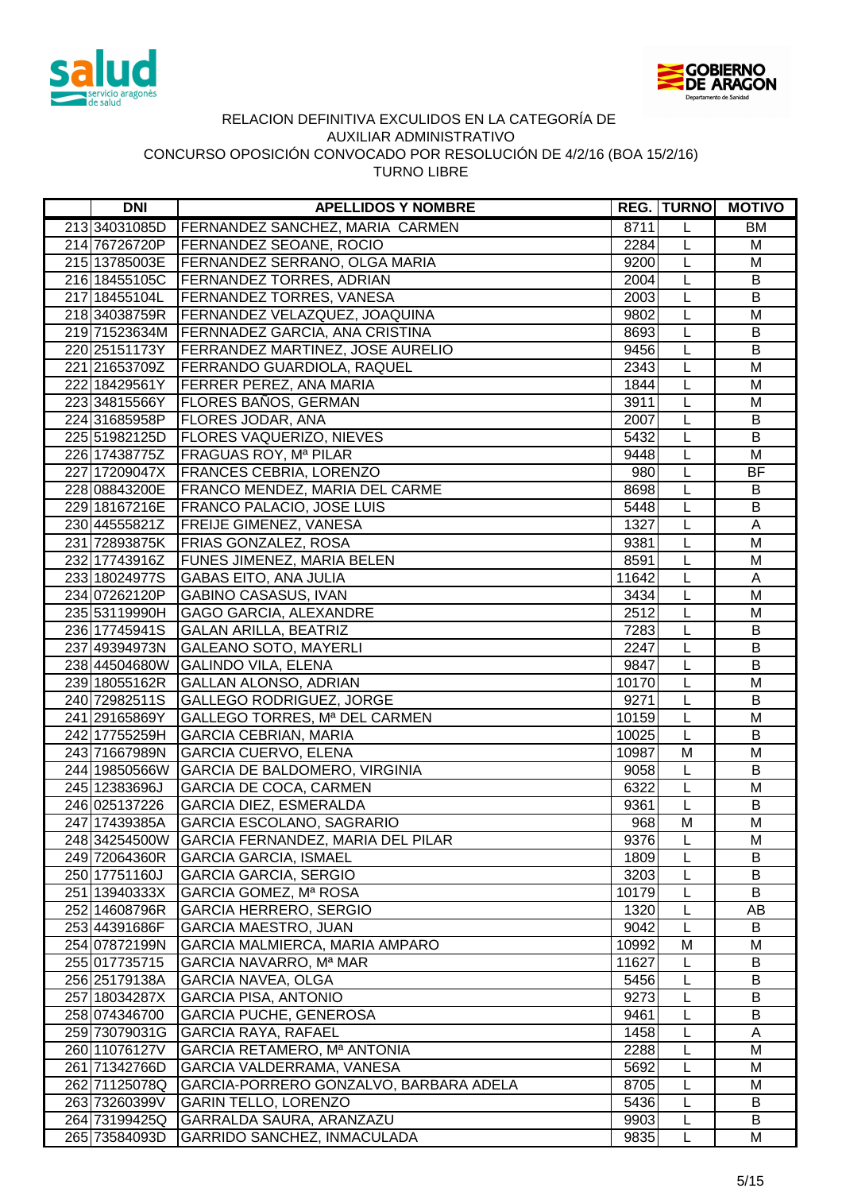RELACION DEFINITIVA EXCULIDOS EN LA CATEGORÍA DE
AUXILIAR ADMINISTRATIVO
CONCURSO OPOSICIÓN CONVOCADO POR RESOLUCIÓN DE 4/2/16 (BOA 15/2/16)
TURNO LIBRE

| | DNI | APELLIDOS Y NOMBRE | REG. | TURNO | MOTIVO |
|---|---|---|---|---|---|
| 213 | 34031085D | FERNANDEZ SANCHEZ, MARIA CARMEN | 8711 | L | BM |
| 214 | 76726720P | FERNANDEZ SEOANE, ROCIO | 2284 | L | M |
| 215 | 13785003E | FERNANDEZ SERRANO, OLGA MARIA | 9200 | L | M |
| 216 | 18455105C | FERNANDEZ TORRES, ADRIAN | 2004 | L | B |
| 217 | 18455104L | FERNANDEZ TORRES, VANESA | 2003 | L | B |
| 218 | 34038759R | FERNANDEZ VELAZQUEZ, JOAQUINA | 9802 | L | M |
| 219 | 71523634M | FERNNADEZ GARCIA, ANA CRISTINA | 8693 | L | B |
| 220 | 25151173Y | FERRANDEZ MARTINEZ, JOSE AURELIO | 9456 | L | B |
| 221 | 21653709Z | FERRANDO GUARDIOLA, RAQUEL | 2343 | L | M |
| 222 | 18429561Y | FERRER PEREZ, ANA MARIA | 1844 | L | M |
| 223 | 34815566Y | FLORES BAÑOS, GERMAN | 3911 | L | M |
| 224 | 31685958P | FLORES JODAR, ANA | 2007 | L | B |
| 225 | 51982125D | FLORES VAQUERIZO, NIEVES | 5432 | L | B |
| 226 | 17438775Z | FRAGUAS ROY, Mª PILAR | 9448 | L | M |
| 227 | 17209047X | FRANCES CEBRIA, LORENZO | 980 | L | BF |
| 228 | 08843200E | FRANCO MENDEZ, MARIA DEL CARME | 8698 | L | B |
| 229 | 18167216E | FRANCO PALACIO, JOSE LUIS | 5448 | L | B |
| 230 | 44555821Z | FREIJE GIMENEZ, VANESA | 1327 | L | A |
| 231 | 72893875K | FRIAS GONZALEZ, ROSA | 9381 | L | M |
| 232 | 17743916Z | FUNES JIMENEZ, MARIA BELEN | 8591 | L | M |
| 233 | 18024977S | GABAS EITO, ANA JULIA | 11642 | L | A |
| 234 | 07262120P | GABINO CASASUS, IVAN | 3434 | L | M |
| 235 | 53119990H | GAGO GARCIA, ALEXANDRE | 2512 | L | M |
| 236 | 17745941S | GALAN ARILLA, BEATRIZ | 7283 | L | B |
| 237 | 49394973N | GALEANO SOTO, MAYERLI | 2247 | L | B |
| 238 | 44504680W | GALINDO VILA, ELENA | 9847 | L | B |
| 239 | 18055162R | GALLAN ALONSO, ADRIAN | 10170 | L | M |
| 240 | 72982511S | GALLEGO RODRIGUEZ, JORGE | 9271 | L | B |
| 241 | 29165869Y | GALLEGO TORRES, Mª DEL CARMEN | 10159 | L | M |
| 242 | 17755259H | GARCIA CEBRIAN, MARIA | 10025 | L | B |
| 243 | 71667989N | GARCIA CUERVO, ELENA | 10987 | M | M |
| 244 | 19850566W | GARCIA DE BALDOMERO, VIRGINIA | 9058 | L | B |
| 245 | 12383696J | GARCIA DE COCA, CARMEN | 6322 | L | M |
| 246 | 025137226 | GARCIA DIEZ, ESMERALDA | 9361 | L | B |
| 247 | 17439385A | GARCIA ESCOLANO, SAGRARIO | 968 | M | M |
| 248 | 34254500W | GARCIA FERNANDEZ, MARIA DEL PILAR | 9376 | L | M |
| 249 | 72064360R | GARCIA GARCIA, ISMAEL | 1809 | L | B |
| 250 | 17751160J | GARCIA GARCIA, SERGIO | 3203 | L | B |
| 251 | 13940333X | GARCIA GOMEZ, Mª ROSA | 10179 | L | B |
| 252 | 14608796R | GARCIA HERRERO, SERGIO | 1320 | L | AB |
| 253 | 44391686F | GARCIA MAESTRO, JUAN | 9042 | L | B |
| 254 | 07872199N | GARCIA MALMIERCA, MARIA AMPARO | 10992 | M | M |
| 255 | 017735715 | GARCIA NAVARRO, Mª MAR | 11627 | L | B |
| 256 | 25179138A | GARCIA NAVEA, OLGA | 5456 | L | B |
| 257 | 18034287X | GARCIA PISA, ANTONIO | 9273 | L | B |
| 258 | 074346700 | GARCIA PUCHE, GENEROSA | 9461 | L | B |
| 259 | 73079031G | GARCIA RAYA, RAFAEL | 1458 | L | A |
| 260 | 11076127V | GARCIA RETAMERO, Mª ANTONIA | 2288 | L | M |
| 261 | 71342766D | GARCIA VALDERRAMA, VANESA | 5692 | L | M |
| 262 | 71125078Q | GARCIA-PORRERO GONZALVO, BARBARA ADELA | 8705 | L | M |
| 263 | 73260399V | GARIN TELLO, LORENZO | 5436 | L | B |
| 264 | 73199425Q | GARRALDA SAURA, ARANZAZU | 9903 | L | B |
| 265 | 73584093D | GARRIDO SANCHEZ, INMACULADA | 9835 | L | M |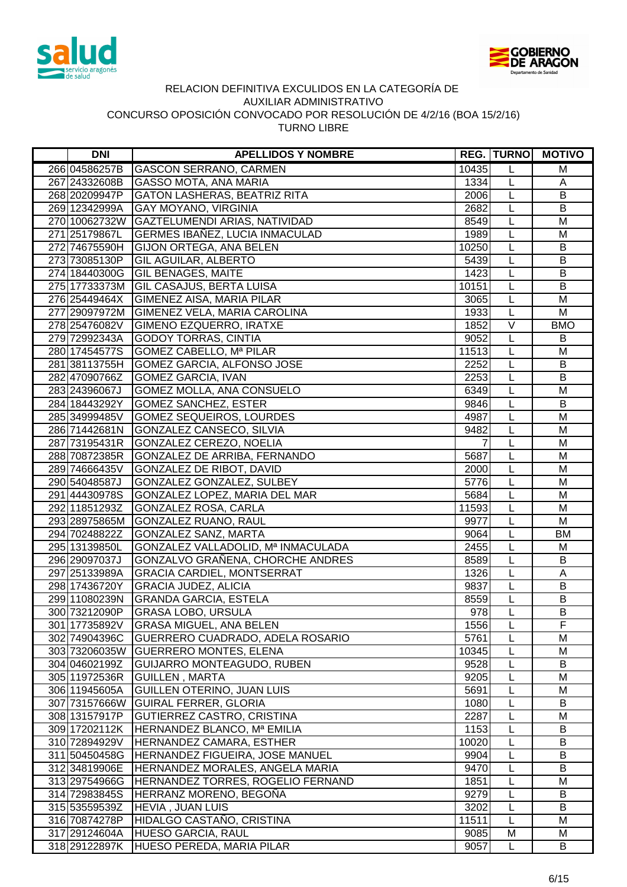RELACION DEFINITIVA EXCULIDOS EN LA CATEGORÍA DE
AUXILIAR ADMINISTRATIVO
CONCURSO OPOSICIÓN CONVOCADO POR RESOLUCIÓN DE 4/2/16 (BOA 15/2/16)
TURNO LIBRE

| | DNI | APELLIDOS Y NOMBRE | REG. | TURNO | MOTIVO |
|---|---|---|---|---|---|
| 266 | 04586257B | GASCON SERRANO, CARMEN | 10435 | L | M |
| 267 | 24332608B | GASSO MOTA, ANA MARIA | 1334 | L | A |
| 268 | 20209947P | GATON LASHERAS, BEATRIZ RITA | 2006 | L | B |
| 269 | 12342999A | GAY MOYANO, VIRGINIA | 2682 | L | B |
| 270 | 10062732W | GAZTELUMENDI ARIAS, NATIVIDAD | 8549 | L | M |
| 271 | 25179867L | GERMES IBAÑEZ, LUCIA INMACULAD | 1989 | L | M |
| 272 | 74675590H | GIJON ORTEGA, ANA BELEN | 10250 | L | B |
| 273 | 73085130P | GIL AGUILAR, ALBERTO | 5439 | L | B |
| 274 | 18440300G | GIL BENAGES, MAITE | 1423 | L | B |
| 275 | 17733373M | GIL CASAJUS, BERTA LUISA | 10151 | L | B |
| 276 | 25449464X | GIMENEZ AISA, MARIA PILAR | 3065 | L | M |
| 277 | 29097972M | GIMENEZ VELA, MARIA CAROLINA | 1933 | L | M |
| 278 | 25476082V | GIMENO EZQUERRO, IRATXE | 1852 | V | BMO |
| 279 | 72992343A | GODOY TORRAS, CINTIA | 9052 | L | B |
| 280 | 17454577S | GOMEZ CABELLO, Mª PILAR | 11513 | L | M |
| 281 | 38113755H | GOMEZ GARCIA, ALFONSO JOSE | 2252 | L | B |
| 282 | 47090766Z | GOMEZ GARCIA, IVAN | 2253 | L | B |
| 283 | 24396067J | GOMEZ MOLLA, ANA CONSUELO | 6349 | L | M |
| 284 | 18443292Y | GOMEZ SANCHEZ, ESTER | 9846 | L | B |
| 285 | 34999485V | GOMEZ SEQUEIROS, LOURDES | 4987 | L | M |
| 286 | 71442681N | GONZALEZ CANSECO, SILVIA | 9482 | L | M |
| 287 | 73195431R | GONZALEZ CEREZO, NOELIA | 7 | L | M |
| 288 | 70872385R | GONZALEZ DE ARRIBA, FERNANDO | 5687 | L | M |
| 289 | 74666435V | GONZALEZ DE RIBOT, DAVID | 2000 | L | M |
| 290 | 54048587J | GONZALEZ GONZALEZ, SULBEY | 5776 | L | M |
| 291 | 44430978S | GONZALEZ LOPEZ, MARIA DEL MAR | 5684 | L | M |
| 292 | 11851293Z | GONZALEZ ROSA, CARLA | 11593 | L | M |
| 293 | 28975865M | GONZALEZ RUANO, RAUL | 9977 | L | M |
| 294 | 70248822Z | GONZALEZ SANZ, MARTA | 9064 | L | BM |
| 295 | 13139850L | GONZALEZ VALLADOLID, Mª INMACULADA | 2455 | L | M |
| 296 | 29097037J | GONZALVO GRAÑENA, CHORCHE ANDRES | 8589 | L | B |
| 297 | 25133989A | GRACIA CARDIEL, MONTSERRAT | 1326 | L | A |
| 298 | 17436720Y | GRACIA JUDEZ, ALICIA | 9837 | L | B |
| 299 | 11080239N | GRANDA GARCIA, ESTELA | 8559 | L | B |
| 300 | 73212090P | GRASA LOBO, URSULA | 978 | L | B |
| 301 | 17735892V | GRASA MIGUEL, ANA BELEN | 1556 | L | F |
| 302 | 74904396C | GUERRERO CUADRADO, ADELA ROSARIO | 5761 | L | M |
| 303 | 73206035W | GUERRERO MONTES, ELENA | 10345 | L | M |
| 304 | 04602199Z | GUIJARRO MONTEAGUDO, RUBEN | 9528 | L | B |
| 305 | 11972536R | GUILLEN , MARTA | 9205 | L | M |
| 306 | 11945605A | GUILLEN OTERINO, JUAN LUIS | 5691 | L | M |
| 307 | 73157666W | GUIRAL FERRER, GLORIA | 1080 | L | B |
| 308 | 13157917P | GUTIERREZ CASTRO, CRISTINA | 2287 | L | M |
| 309 | 17202112K | HERNANDEZ BLANCO, Mª EMILIA | 1153 | L | B |
| 310 | 72894929V | HERNANDEZ CAMARA, ESTHER | 10020 | L | B |
| 311 | 50450458G | HERNANDEZ FIGUEIRA, JOSE MANUEL | 9904 | L | B |
| 312 | 34819906E | HERNANDEZ MORALES, ANGELA MARIA | 9470 | L | B |
| 313 | 29754966G | HERNANDEZ TORRES, ROGELIO FERNAND | 1851 | L | M |
| 314 | 72983845S | HERRANZ MORENO, BEGOÑA | 9279 | L | B |
| 315 | 53559539Z | HEVIA , JUAN LUIS | 3202 | L | B |
| 316 | 70874278P | HIDALGO CASTAÑO, CRISTINA | 11511 | L | M |
| 317 | 29124604A | HUESO GARCIA, RAUL | 9085 | M | M |
| 318 | 29122897K | HUESO PEREDA, MARIA PILAR | 9057 | L | B |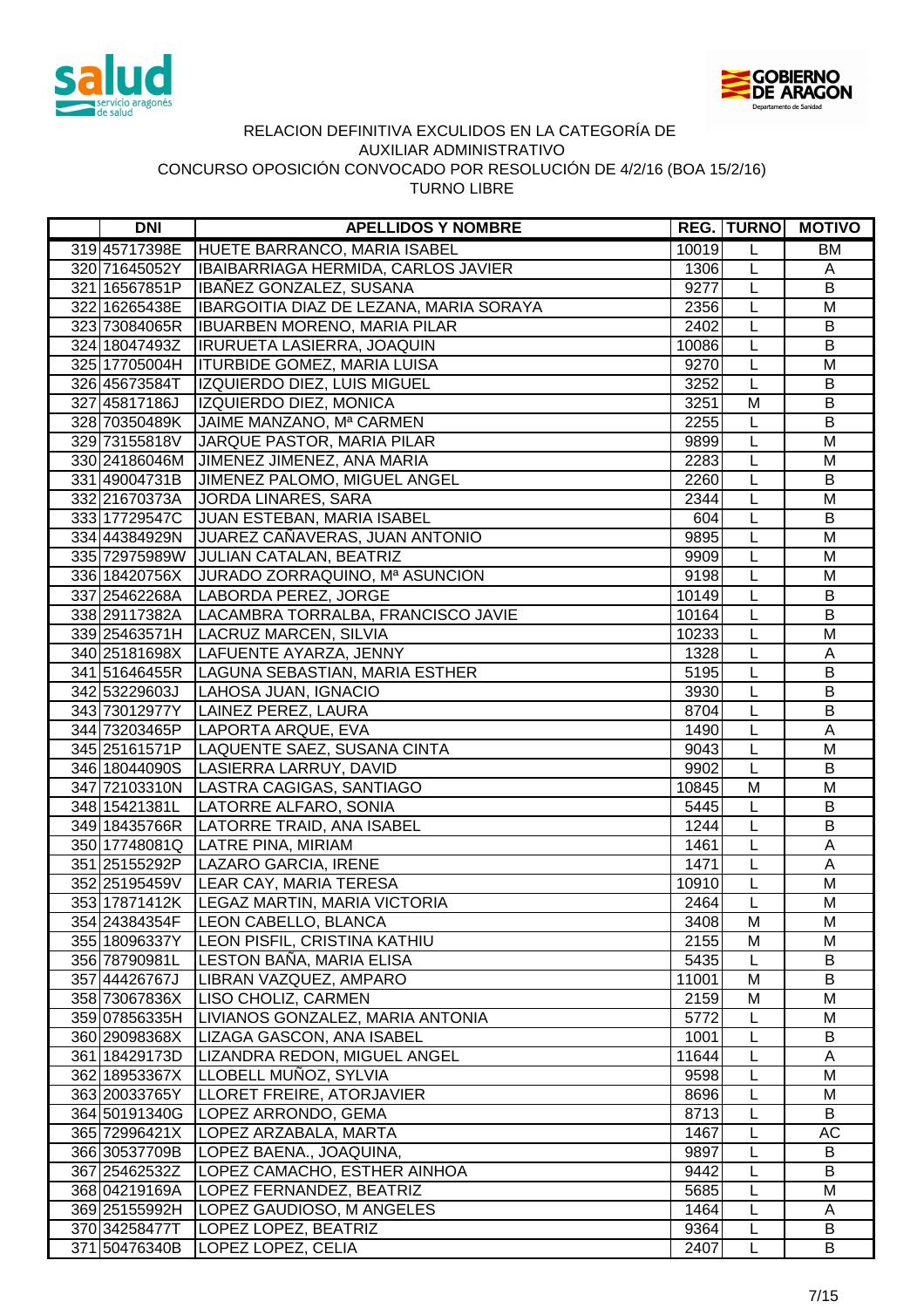RELACION DEFINITIVA EXCULIDOS EN LA CATEGORÍA DE
AUXILIAR ADMINISTRATIVO
CONCURSO OPOSICIÓN CONVOCADO POR RESOLUCIÓN DE 4/2/16 (BOA 15/2/16)
TURNO LIBRE

| | DNI | APELLIDOS Y NOMBRE | REG. | TURNO | MOTIVO |
|---|---|---|---|---|---|
| 319 | 45717398E | HUETE BARRANCO, MARIA ISABEL | 10019 | L | BM |
| 320 | 71645052Y | IBAIBARRIAGA HERMIDA, CARLOS JAVIER | 1306 | L | A |
| 321 | 16567851P | IBAÑEZ GONZALEZ, SUSANA | 9277 | L | B |
| 322 | 16265438E | IBARGOITIA DIAZ DE LEZANA, MARIA SORAYA | 2356 | L | M |
| 323 | 73084065R | IBUARBEN MORENO, MARIA PILAR | 2402 | L | B |
| 324 | 18047493Z | IRURUETA LASIERRA, JOAQUIN | 10086 | L | B |
| 325 | 17705004H | ITURBIDE GOMEZ, MARIA LUISA | 9270 | L | M |
| 326 | 45673584T | IZQUIERDO DIEZ, LUIS MIGUEL | 3252 | L | B |
| 327 | 45817186J | IZQUIERDO DIEZ, MONICA | 3251 | M | B |
| 328 | 70350489K | JAIME MANZANO, Mª CARMEN | 2255 | L | B |
| 329 | 73155818V | JARQUE PASTOR, MARIA PILAR | 9899 | L | M |
| 330 | 24186046M | JIMENEZ JIMENEZ, ANA MARIA | 2283 | L | M |
| 331 | 49004731B | JIMENEZ PALOMO, MIGUEL ANGEL | 2260 | L | B |
| 332 | 21670373A | JORDA LINARES, SARA | 2344 | L | M |
| 333 | 17729547C | JUAN ESTEBAN, MARIA ISABEL | 604 | L | B |
| 334 | 44384929N | JUAREZ CAÑAVERAS, JUAN ANTONIO | 9895 | L | M |
| 335 | 72975989W | JULIAN CATALAN, BEATRIZ | 9909 | L | M |
| 336 | 18420756X | JURADO ZORRAQUINO, Mª ASUNCION | 9198 | L | M |
| 337 | 25462268A | LABORDA PEREZ, JORGE | 10149 | L | B |
| 338 | 29117382A | LACAMBRA TORRALBA, FRANCISCO JAVIE | 10164 | L | B |
| 339 | 25463571H | LACRUZ MARCEN, SILVIA | 10233 | L | M |
| 340 | 25181698X | LAFUENTE AYARZA, JENNY | 1328 | L | A |
| 341 | 51646455R | LAGUNA SEBASTIAN, MARIA ESTHER | 5195 | L | B |
| 342 | 53229603J | LAHOSA JUAN, IGNACIO | 3930 | L | B |
| 343 | 73012977Y | LAINEZ PEREZ, LAURA | 8704 | L | B |
| 344 | 73203465P | LAPORTA ARQUE, EVA | 1490 | L | A |
| 345 | 25161571P | LAQUENTE SAEZ, SUSANA CINTA | 9043 | L | M |
| 346 | 18044090S | LASIERRA LARRUY, DAVID | 9902 | L | B |
| 347 | 72103310N | LASTRA CAGIGAS, SANTIAGO | 10845 | M | M |
| 348 | 15421381L | LATORRE ALFARO, SONIA | 5445 | L | B |
| 349 | 18435766R | LATORRE TRAID, ANA ISABEL | 1244 | L | B |
| 350 | 17748081Q | LATRE PINA, MIRIAM | 1461 | L | A |
| 351 | 25155292P | LAZARO GARCIA, IRENE | 1471 | L | A |
| 352 | 25195459V | LEAR CAY, MARIA TERESA | 10910 | L | M |
| 353 | 17871412K | LEGAZ MARTIN, MARIA VICTORIA | 2464 | L | M |
| 354 | 24384354F | LEON CABELLO, BLANCA | 3408 | M | M |
| 355 | 18096337Y | LEON PISFIL, CRISTINA KATHIU | 2155 | M | M |
| 356 | 78790981L | LESTON BAÑA, MARIA ELISA | 5435 | L | B |
| 357 | 44426767J | LIBRAN VAZQUEZ, AMPARO | 11001 | M | B |
| 358 | 73067836X | LISO CHOLIZ, CARMEN | 2159 | M | M |
| 359 | 07856335H | LIVIANOS GONZALEZ, MARIA ANTONIA | 5772 | L | M |
| 360 | 29098368X | LIZAGA GASCON, ANA ISABEL | 1001 | L | B |
| 361 | 18429173D | LIZANDRA REDON, MIGUEL ANGEL | 11644 | L | A |
| 362 | 18953367X | LLOBELL MUÑOZ, SYLVIA | 9598 | L | M |
| 363 | 20033765Y | LLORET FREIRE, ATORJAVIER | 8696 | L | M |
| 364 | 50191340G | LOPEZ ARRONDO, GEMA | 8713 | L | B |
| 365 | 72996421X | LOPEZ ARZABALA, MARTA | 1467 | L | AC |
| 366 | 30537709B | LOPEZ BAENA., JOAQUINA, | 9897 | L | B |
| 367 | 25462532Z | LOPEZ CAMACHO, ESTHER AINHOA | 9442 | L | B |
| 368 | 04219169A | LOPEZ FERNANDEZ, BEATRIZ | 5685 | L | M |
| 369 | 25155992H | LOPEZ GAUDIOSO, M ANGELES | 1464 | L | A |
| 370 | 34258477T | LOPEZ LOPEZ, BEATRIZ | 9364 | L | B |
| 371 | 50476340B | LOPEZ LOPEZ, CELIA | 2407 | L | B |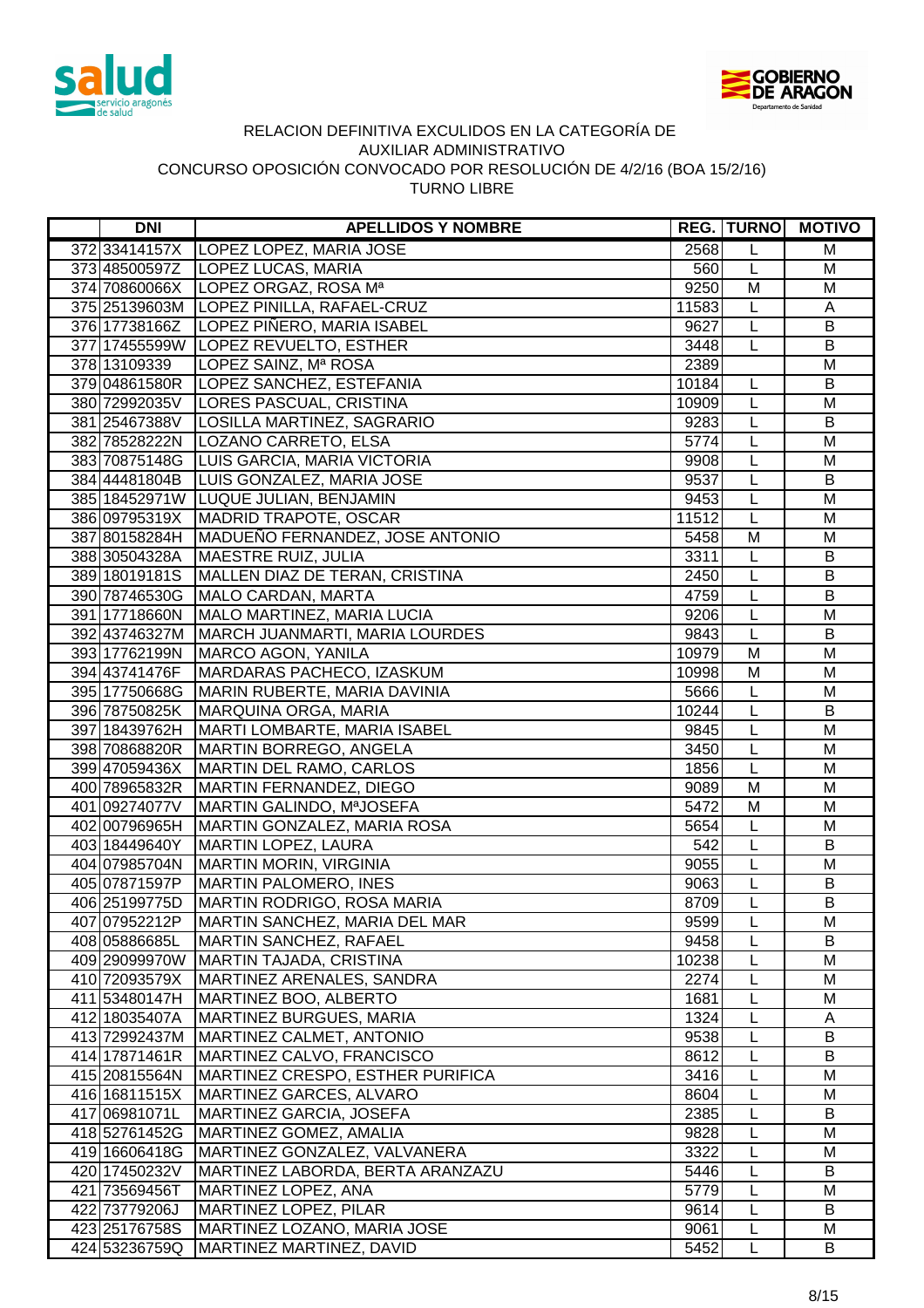RELACION DEFINITIVA EXCULIDOS EN LA CATEGORÍA DE
AUXILIAR ADMINISTRATIVO
CONCURSO OPOSICIÓN CONVOCADO POR RESOLUCIÓN DE 4/2/16 (BOA 15/2/16)
TURNO LIBRE

| | DNI | APELLIDOS Y NOMBRE | REG. | TURNO | MOTIVO |
|---|---|---|---|---|---|
| 372 | 33414157X | LOPEZ LOPEZ, MARIA JOSE | 2568 | L | M |
| 373 | 48500597Z | LOPEZ LUCAS, MARIA | 560 | L | M |
| 374 | 70860066X | LOPEZ ORGAZ, ROSA Mª | 9250 | M | M |
| 375 | 25139603M | LOPEZ PINILLA, RAFAEL-CRUZ | 11583 | L | A |
| 376 | 17738166Z | LOPEZ PIÑERO, MARIA ISABEL | 9627 | L | B |
| 377 | 17455599W | LOPEZ REVUELTO, ESTHER | 3448 | L | B |
| 378 | 13109339 | LOPEZ SAINZ, Mª ROSA | 2389 | | M |
| 379 | 04861580R | LOPEZ SANCHEZ, ESTEFANIA | 10184 | L | B |
| 380 | 72992035V | LORES PASCUAL, CRISTINA | 10909 | L | M |
| 381 | 25467388V | LOSILLA MARTINEZ, SAGRARIO | 9283 | L | B |
| 382 | 78528222N | LOZANO CARRETO, ELSA | 5774 | L | M |
| 383 | 70875148G | LUIS GARCIA, MARIA VICTORIA | 9908 | L | M |
| 384 | 44481804B | LUIS GONZALEZ, MARIA JOSE | 9537 | L | B |
| 385 | 18452971W | LUQUE JULIAN, BENJAMIN | 9453 | L | M |
| 386 | 09795319X | MADRID TRAPOTE, OSCAR | 11512 | L | M |
| 387 | 80158284H | MADUEÑO FERNANDEZ, JOSE ANTONIO | 5458 | M | M |
| 388 | 30504328A | MAESTRE RUIZ, JULIA | 3311 | L | B |
| 389 | 18019181S | MALLEN DIAZ DE TERAN, CRISTINA | 2450 | L | B |
| 390 | 78746530G | MALO CARDAN, MARTA | 4759 | L | B |
| 391 | 17718660N | MALO MARTINEZ, MARIA LUCIA | 9206 | L | M |
| 392 | 43746327M | MARCH JUANMARTI, MARIA LOURDES | 9843 | L | B |
| 393 | 17762199N | MARCO AGON, YANILA | 10979 | M | M |
| 394 | 43741476F | MARDARAS PACHECO, IZASKUM | 10998 | M | M |
| 395 | 17750668G | MARIN RUBERTE, MARIA DAVINIA | 5666 | L | M |
| 396 | 78750825K | MARQUINA ORGA, MARIA | 10244 | L | B |
| 397 | 18439762H | MARTI LOMBARTE, MARIA ISABEL | 9845 | L | M |
| 398 | 70868820R | MARTIN BORREGO, ANGELA | 3450 | L | M |
| 399 | 47059436X | MARTIN DEL RAMO, CARLOS | 1856 | L | M |
| 400 | 78965832R | MARTIN FERNANDEZ, DIEGO | 9089 | M | M |
| 401 | 09274077V | MARTIN GALINDO, MªJOSEFA | 5472 | M | M |
| 402 | 00796965H | MARTIN GONZALEZ, MARIA ROSA | 5654 | L | M |
| 403 | 18449640Y | MARTIN LOPEZ, LAURA | 542 | L | B |
| 404 | 07985704N | MARTIN MORIN, VIRGINIA | 9055 | L | M |
| 405 | 07871597P | MARTIN PALOMERO, INES | 9063 | L | B |
| 406 | 25199775D | MARTIN RODRIGO, ROSA MARIA | 8709 | L | B |
| 407 | 07952212P | MARTIN SANCHEZ, MARIA DEL MAR | 9599 | L | M |
| 408 | 05886685L | MARTIN SANCHEZ, RAFAEL | 9458 | L | B |
| 409 | 29099970W | MARTIN TAJADA, CRISTINA | 10238 | L | M |
| 410 | 72093579X | MARTINEZ ARENALES, SANDRA | 2274 | L | M |
| 411 | 53480147H | MARTINEZ BOO, ALBERTO | 1681 | L | M |
| 412 | 18035407A | MARTINEZ BURGUES, MARIA | 1324 | L | A |
| 413 | 72992437M | MARTINEZ CALMET, ANTONIO | 9538 | L | B |
| 414 | 17871461R | MARTINEZ CALVO, FRANCISCO | 8612 | L | B |
| 415 | 20815564N | MARTINEZ CRESPO, ESTHER PURIFICA | 3416 | L | M |
| 416 | 16811515X | MARTINEZ GARCES, ALVARO | 8604 | L | M |
| 417 | 06981071L | MARTINEZ GARCIA, JOSEFA | 2385 | L | B |
| 418 | 52761452G | MARTINEZ GOMEZ, AMALIA | 9828 | L | M |
| 419 | 16606418G | MARTINEZ GONZALEZ, VALVANERA | 3322 | L | M |
| 420 | 17450232V | MARTINEZ LABORDA, BERTA ARANZAZU | 5446 | L | B |
| 421 | 73569456T | MARTINEZ LOPEZ, ANA | 5779 | L | M |
| 422 | 73779206J | MARTINEZ LOPEZ, PILAR | 9614 | L | B |
| 423 | 25176758S | MARTINEZ LOZANO, MARIA JOSE | 9061 | L | M |
| 424 | 53236759Q | MARTINEZ MARTINEZ, DAVID | 5452 | L | B |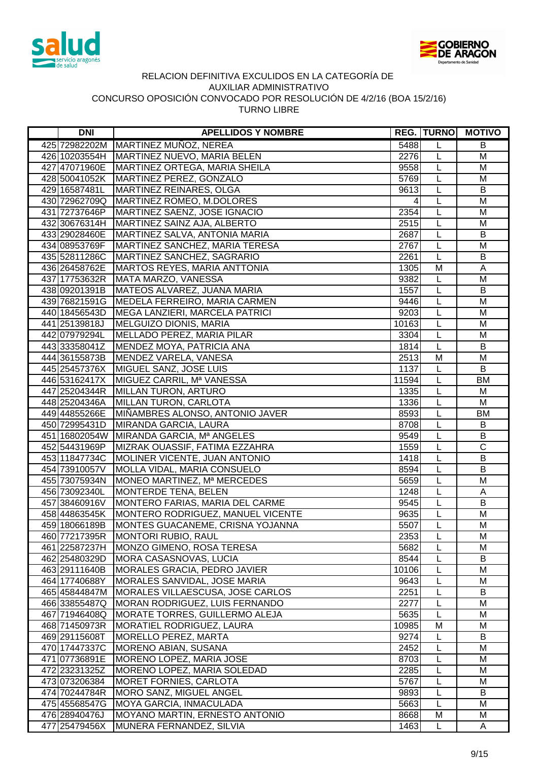RELACION DEFINITIVA EXCULIDOS EN LA CATEGORÍA DE
AUXILIAR ADMINISTRATIVO
CONCURSO OPOSICIÓN CONVOCADO POR RESOLUCIÓN DE 4/2/16 (BOA 15/2/16)
TURNO LIBRE

| | DNI | APELLIDOS Y NOMBRE | REG. | TURNO | MOTIVO |
|---|---|---|---|---|---|
| 425 | 72982202M | MARTINEZ MUÑOZ, NEREA | 5488 | L | B |
| 426 | 10203554H | MARTINEZ NUEVO, MARIA BELEN | 2276 | L | M |
| 427 | 47071960E | MARTINEZ ORTEGA, MARIA SHEILA | 9558 | L | M |
| 428 | 50041052K | MARTINEZ PEREZ, GONZALO | 5769 | L | M |
| 429 | 16587481L | MARTINEZ REINARES, OLGA | 9613 | L | B |
| 430 | 72962709Q | MARTINEZ ROMEO, M.DOLORES | 4 | L | M |
| 431 | 72737646P | MARTINEZ SAENZ, JOSE IGNACIO | 2354 | L | M |
| 432 | 30676314H | MARTINEZ SAINZ AJA, ALBERTO | 2515 | L | M |
| 433 | 29028460E | MARTINEZ SALVA, ANTONIA MARIA | 2687 | L | B |
| 434 | 08953769F | MARTINEZ SANCHEZ, MARIA TERESA | 2767 | L | M |
| 435 | 52811286C | MARTINEZ SANCHEZ, SAGRARIO | 2261 | L | B |
| 436 | 26458762E | MARTOS REYES, MARIA ANTTONIA | 1305 | M | A |
| 437 | 17753632R | MATA MARZO, VANESSA | 9382 | L | M |
| 438 | 09201391B | MATEOS ALVAREZ, JUANA MARIA | 1557 | L | B |
| 439 | 76821591G | MEDELA FERREIRO, MARIA CARMEN | 9446 | L | M |
| 440 | 18456543D | MEGA LANZIERI, MARCELA PATRICI | 9203 | L | M |
| 441 | 25139818J | MELGUIZO DIONIS, MARIA | 10163 | L | M |
| 442 | 07979294L | MELLADO PEREZ, MARIA PILAR | 3304 | L | M |
| 443 | 33358041Z | MENDEZ MOYA, PATRICIA ANA | 1814 | L | B |
| 444 | 36155873B | MENDEZ VARELA, VANESA | 2513 | M | M |
| 445 | 25457376X | MIGUEL SANZ, JOSE LUIS | 1137 | L | B |
| 446 | 53162417X | MIGUEZ CARRIL, Mª VANESSA | 11594 | L | BM |
| 447 | 25204344R | MILLAN TURON, ARTURO | 1335 | L | M |
| 448 | 25204346A | MILLAN TURON, CARLOTA | 1336 | L | M |
| 449 | 44855266E | MIÑAMBRES ALONSO, ANTONIO JAVER | 8593 | L | BM |
| 450 | 72995431D | MIRANDA GARCIA, LAURA | 8708 | L | B |
| 451 | 16802054W | MIRANDA GARCIA, Mª ANGELES | 9549 | L | B |
| 452 | 54431969P | MIZRAK OUASSIF, FATIMA EZZAHRA | 1559 | L | C |
| 453 | 11847734C | MOLINER VICENTE, JUAN ANTONIO | 1418 | L | B |
| 454 | 73910057V | MOLLA VIDAL, MARIA CONSUELO | 8594 | L | B |
| 455 | 73075934N | MONEO MARTINEZ, Mª MERCEDES | 5659 | L | M |
| 456 | 73092340L | MONTERDE TENA, BELEN | 1248 | L | A |
| 457 | 38460916V | MONTERO FARIAS, MARIA DEL CARME | 9545 | L | B |
| 458 | 44863545K | MONTERO RODRIGUEZ, MANUEL VICENTE | 9635 | L | M |
| 459 | 18066189B | MONTES GUACANEME, CRISNA YOJANNA | 5507 | L | M |
| 460 | 77217395R | MONTORI RUBIO, RAUL | 2353 | L | M |
| 461 | 22587237H | MONZO GIMENO, ROSA TERESA | 5682 | L | M |
| 462 | 25480329D | MORA CASASNOVAS, LUCIA | 8544 | L | B |
| 463 | 29111640B | MORALES GRACIA, PEDRO JAVIER | 10106 | L | M |
| 464 | 17740688Y | MORALES SANVIDAL, JOSE MARIA | 9643 | L | M |
| 465 | 45844847M | MORALES VILLAESCUSA, JOSE CARLOS | 2251 | L | B |
| 466 | 33855487Q | MORAN RODRIGUEZ, LUIS FERNANDO | 2277 | L | M |
| 467 | 71946408Q | MORATE TORRES, GUILLERMO ALEJA | 5635 | L | M |
| 468 | 71450973R | MORATIEL RODRIGUEZ, LAURA | 10985 | M | M |
| 469 | 29115608T | MORELLO PEREZ, MARTA | 9274 | L | B |
| 470 | 17447337C | MORENO ABIAN, SUSANA | 2452 | L | M |
| 471 | 07736891E | MORENO LOPEZ, MARIA JOSE | 8703 | L | M |
| 472 | 23231325Z | MORENO LOPEZ, MARIA SOLEDAD | 2285 | L | M |
| 473 | 073206384 | MORET FORNIES, CARLOTA | 5767 | L | M |
| 474 | 70244784R | MORO SANZ, MIGUEL ANGEL | 9893 | L | B |
| 475 | 45568547G | MOYA GARCIA, INMACULADA | 5663 | L | M |
| 476 | 28940476J | MOYANO MARTIN, ERNESTO ANTONIO | 8668 | M | M |
| 477 | 25479456X | MUNERA FERNANDEZ, SILVIA | 1463 | L | A |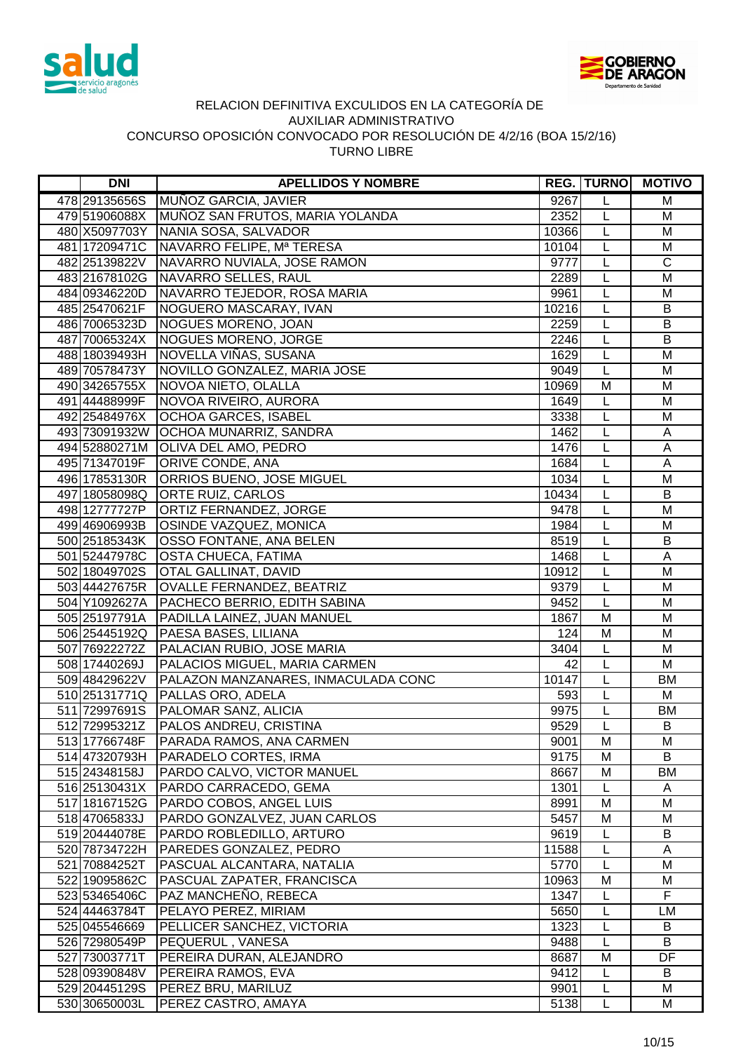RELACION DEFINITIVA EXCULIDOS EN LA CATEGORÍA DE
AUXILIAR ADMINISTRATIVO
CONCURSO OPOSICIÓN CONVOCADO POR RESOLUCIÓN DE 4/2/16 (BOA 15/2/16)
TURNO LIBRE

| | DNI | APELLIDOS Y NOMBRE | REG. | TURNO | MOTIVO |
|---|---|---|---|---|---|
| 478 | 29135656S | MUÑOZ GARCIA, JAVIER | 9267 | L | M |
| 479 | 51906088X | MUÑOZ SAN FRUTOS, MARIA YOLANDA | 2352 | L | M |
| 480 | X5097703Y | NANIA SOSA, SALVADOR | 10366 | L | M |
| 481 | 17209471C | NAVARRO FELIPE, Mª TERESA | 10104 | L | M |
| 482 | 25139822V | NAVARRO NUVIALA, JOSE RAMON | 9777 | L | C |
| 483 | 21678102G | NAVARRO SELLES, RAUL | 2289 | L | M |
| 484 | 09346220D | NAVARRO TEJEDOR, ROSA MARIA | 9961 | L | M |
| 485 | 25470621F | NOGUERO MASCARAY, IVAN | 10216 | L | B |
| 486 | 70065323D | NOGUES MORENO, JOAN | 2259 | L | B |
| 487 | 70065324X | NOGUES MORENO, JORGE | 2246 | L | B |
| 488 | 18039493H | NOVELLA VIÑAS, SUSANA | 1629 | L | M |
| 489 | 70578473Y | NOVILLO GONZALEZ, MARIA JOSE | 9049 | L | M |
| 490 | 34265755X | NOVOA NIETO, OLALLA | 10969 | M | M |
| 491 | 44488999F | NOVOA RIVEIRO, AURORA | 1649 | L | M |
| 492 | 25484976X | OCHOA GARCES, ISABEL | 3338 | L | M |
| 493 | 73091932W | OCHOA MUNARRIZ, SANDRA | 1462 | L | A |
| 494 | 52880271M | OLIVA DEL AMO, PEDRO | 1476 | L | A |
| 495 | 71347019F | ORIVE CONDE, ANA | 1684 | L | A |
| 496 | 17853130R | ORRIOS BUENO, JOSE MIGUEL | 1034 | L | M |
| 497 | 18058098Q | ORTE RUIZ, CARLOS | 10434 | L | B |
| 498 | 12777727P | ORTIZ FERNANDEZ, JORGE | 9478 | L | M |
| 499 | 46906993B | OSINDE VAZQUEZ, MONICA | 1984 | L | M |
| 500 | 25185343K | OSSO FONTANE, ANA BELEN | 8519 | L | B |
| 501 | 52447978C | OSTA CHUECA, FATIMA | 1468 | L | A |
| 502 | 18049702S | OTAL GALLINAT, DAVID | 10912 | L | M |
| 503 | 44427675R | OVALLE FERNANDEZ, BEATRIZ | 9379 | L | M |
| 504 | Y1092627A | PACHECO BERRIO, EDITH SABINA | 9452 | L | M |
| 505 | 25197791A | PADILLA LAINEZ, JUAN MANUEL | 1867 | M | M |
| 506 | 25445192Q | PAESA BASES, LILIANA | 124 | M | M |
| 507 | 76922272Z | PALACIAN RUBIO, JOSE MARIA | 3404 | L | M |
| 508 | 17440269J | PALACIOS MIGUEL, MARIA CARMEN | 42 | L | M |
| 509 | 48429622V | PALAZON MANZANARES, INMACULADA CONC | 10147 | L | BM |
| 510 | 25131771Q | PALLAS ORO, ADELA | 593 | L | M |
| 511 | 72997691S | PALOMAR SANZ, ALICIA | 9975 | L | BM |
| 512 | 72995321Z | PALOS ANDREU, CRISTINA | 9529 | L | B |
| 513 | 17766748F | PARADA RAMOS, ANA CARMEN | 9001 | M | M |
| 514 | 47320793H | PARADELO CORTES, IRMA | 9175 | M | B |
| 515 | 24348158J | PARDO CALVO, VICTOR MANUEL | 8667 | M | BM |
| 516 | 25130431X | PARDO CARRACEDO, GEMA | 1301 | L | A |
| 517 | 18167152G | PARDO COBOS, ANGEL LUIS | 8991 | M | M |
| 518 | 47065833J | PARDO GONZALVEZ, JUAN CARLOS | 5457 | M | M |
| 519 | 20444078E | PARDO ROBLEDILLO, ARTURO | 9619 | L | B |
| 520 | 78734722H | PAREDES GONZALEZ, PEDRO | 11588 | L | A |
| 521 | 70884252T | PASCUAL ALCANTARA, NATALIA | 5770 | L | M |
| 522 | 19095862C | PASCUAL ZAPATER, FRANCISCA | 10963 | M | M |
| 523 | 53465406C | PAZ MANCHEÑO, REBECA | 1347 | L | F |
| 524 | 44463784T | PELAYO PEREZ, MIRIAM | 5650 | L | LM |
| 525 | 045546669 | PELLICER SANCHEZ, VICTORIA | 1323 | L | B |
| 526 | 72980549P | PEQUERUL , VANESA | 9488 | L | B |
| 527 | 73003771T | PEREIRA DURAN, ALEJANDRO | 8687 | M | DF |
| 528 | 09390848V | PEREIRA RAMOS, EVA | 9412 | L | B |
| 529 | 20445129S | PEREZ BRU, MARILUZ | 9901 | L | M |
| 530 | 30650003L | PEREZ CASTRO, AMAYA | 5138 | L | M |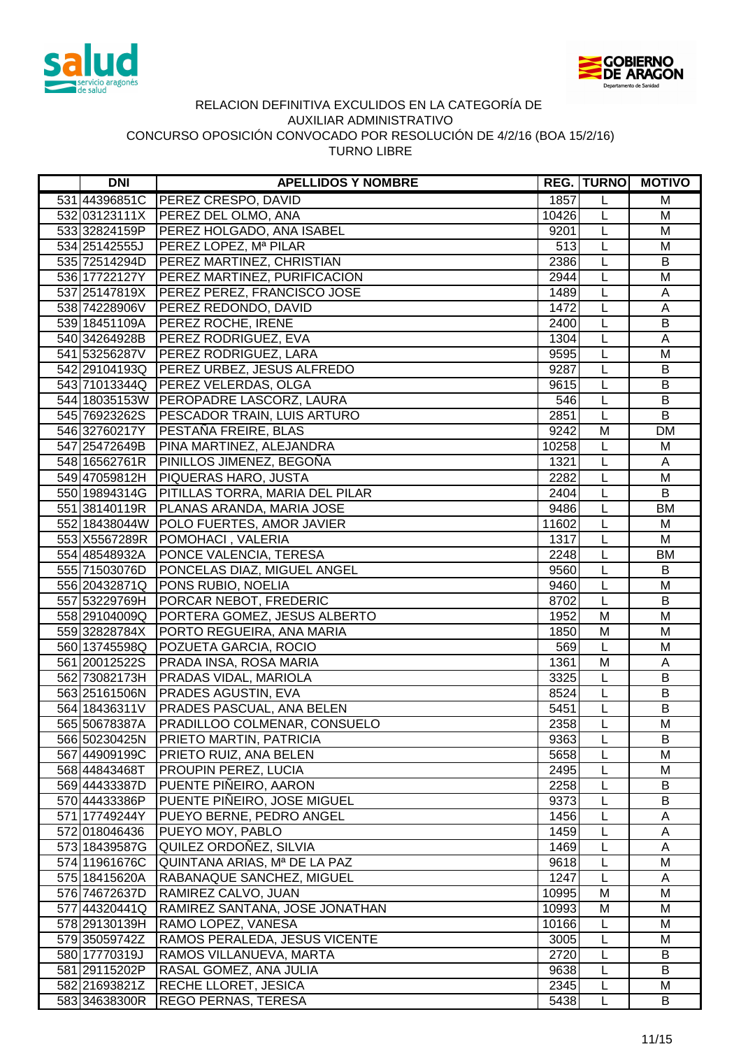RELACION DEFINITIVA EXCULIDOS EN LA CATEGORÍA DE
AUXILIAR ADMINISTRATIVO
CONCURSO OPOSICIÓN CONVOCADO POR RESOLUCIÓN DE 4/2/16 (BOA 15/2/16)
TURNO LIBRE

| | DNI | APELLIDOS Y NOMBRE | REG. | TURNO | MOTIVO |
|---|---|---|---|---|---|
| 531 | 44396851C | PEREZ CRESPO, DAVID | 1857 | L | M |
| 532 | 03123111X | PEREZ DEL OLMO, ANA | 10426 | L | M |
| 533 | 32824159P | PEREZ HOLGADO, ANA ISABEL | 9201 | L | M |
| 534 | 25142555J | PEREZ LOPEZ, Mª PILAR | 513 | L | M |
| 535 | 72514294D | PEREZ MARTINEZ, CHRISTIAN | 2386 | L | B |
| 536 | 17722127Y | PEREZ MARTINEZ, PURIFICACION | 2944 | L | M |
| 537 | 25147819X | PEREZ PEREZ, FRANCISCO JOSE | 1489 | L | A |
| 538 | 74228906V | PEREZ REDONDO, DAVID | 1472 | L | A |
| 539 | 18451109A | PEREZ ROCHE, IRENE | 2400 | L | B |
| 540 | 34264928B | PEREZ RODRIGUEZ, EVA | 1304 | L | A |
| 541 | 53256287V | PEREZ RODRIGUEZ, LARA | 9595 | L | M |
| 542 | 29104193Q | PEREZ URBEZ, JESUS ALFREDO | 9287 | L | B |
| 543 | 71013344Q | PEREZ VELERDAS, OLGA | 9615 | L | B |
| 544 | 18035153W | PEROPADRE LASCORZ, LAURA | 546 | L | B |
| 545 | 76923262S | PESCADOR TRAIN, LUIS ARTURO | 2851 | L | B |
| 546 | 32760217Y | PESTAÑA FREIRE, BLAS | 9242 | M | DM |
| 547 | 25472649B | PINA MARTINEZ, ALEJANDRA | 10258 | L | M |
| 548 | 16562761R | PINILLOS JIMENEZ, BEGOÑA | 1321 | L | A |
| 549 | 47059812H | PIQUERAS HARO, JUSTA | 2282 | L | M |
| 550 | 19894314G | PITILLAS TORRA, MARIA DEL PILAR | 2404 | L | B |
| 551 | 38140119R | PLANAS ARANDA, MARIA JOSE | 9486 | L | BM |
| 552 | 18438044W | POLO FUERTES, AMOR JAVIER | 11602 | L | M |
| 553 | X5567289R | POMOHACI , VALERIA | 1317 | L | M |
| 554 | 48548932A | PONCE VALENCIA, TERESA | 2248 | L | BM |
| 555 | 71503076D | PONCELAS DIAZ, MIGUEL ANGEL | 9560 | L | B |
| 556 | 20432871Q | PONS RUBIO, NOELIA | 9460 | L | M |
| 557 | 53229769H | PORCAR NEBOT, FREDERIC | 8702 | L | B |
| 558 | 29104009Q | PORTERA GOMEZ, JESUS ALBERTO | 1952 | M | M |
| 559 | 32828784X | PORTO REGUEIRA, ANA MARIA | 1850 | M | M |
| 560 | 13745598Q | POZUETA GARCIA, ROCIO | 569 | L | M |
| 561 | 20012522S | PRADA INSA, ROSA MARIA | 1361 | M | A |
| 562 | 73082173H | PRADAS VIDAL, MARIOLA | 3325 | L | B |
| 563 | 25161506N | PRADES AGUSTIN, EVA | 8524 | L | B |
| 564 | 18436311V | PRADES PASCUAL, ANA BELEN | 5451 | L | B |
| 565 | 50678387A | PRADILLOO COLMENAR, CONSUELO | 2358 | L | M |
| 566 | 50230425N | PRIETO MARTIN, PATRICIA | 9363 | L | B |
| 567 | 44909199C | PRIETO RUIZ, ANA BELEN | 5658 | L | M |
| 568 | 44843468T | PROUPIN PEREZ, LUCIA | 2495 | L | M |
| 569 | 44433387D | PUENTE PIÑEIRO, AARON | 2258 | L | B |
| 570 | 44433386P | PUENTE PIÑEIRO, JOSE MIGUEL | 9373 | L | B |
| 571 | 17749244Y | PUEYO BERNE, PEDRO ANGEL | 1456 | L | A |
| 572 | 018046436 | PUEYO MOY, PABLO | 1459 | L | A |
| 573 | 18439587G | QUILEZ ORDOÑEZ, SILVIA | 1469 | L | A |
| 574 | 11961676C | QUINTANA ARIAS, Mª DE LA PAZ | 9618 | L | M |
| 575 | 18415620A | RABANAQUE SANCHEZ, MIGUEL | 1247 | L | A |
| 576 | 74672637D | RAMIREZ CALVO, JUAN | 10995 | M | M |
| 577 | 443204410 | RAMIREZ SANTANA, JOSE JONATHAN | 10993 | M | M |
| 578 | 29130139H | RAMO LOPEZ, VANESA | 10166 | L | M |
| 579 | 35059742Z | RAMOS PERALEDA, JESUS VICENTE | 3005 | L | M |
| 580 | 17770319J | RAMOS VILLANUEVA, MARTA | 2720 | L | B |
| 581 | 29115202P | RASAL GOMEZ, ANA JULIA | 9638 | L | B |
| 582 | 21693821Z | RECHE LLORET, JESICA | 2345 | L | M |
| 583 | 34638300R | REGO PERNAS, TERESA | 5438 | L | B |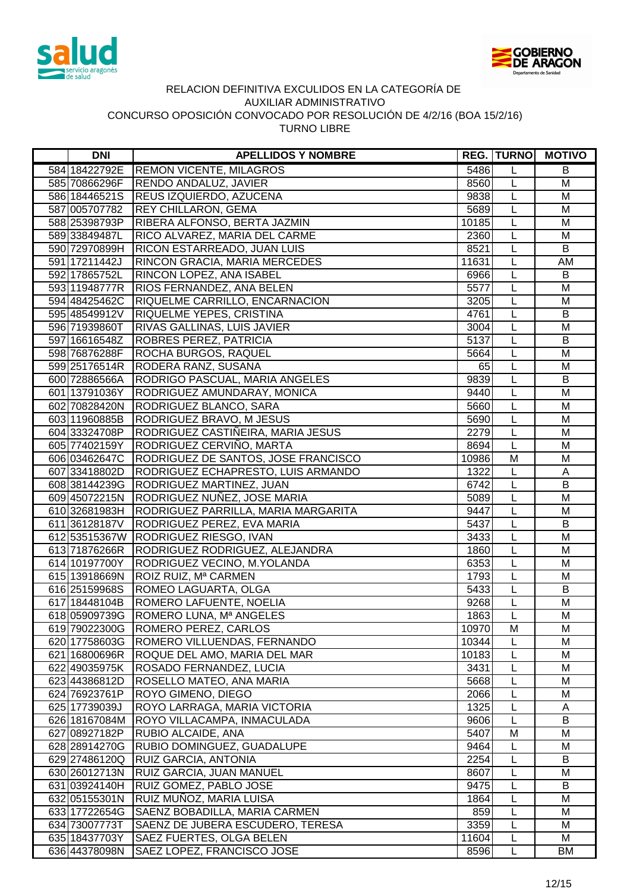RELACION DEFINITIVA EXCULIDOS EN LA CATEGORÍA DE
AUXILIAR ADMINISTRATIVO
CONCURSO OPOSICIÓN CONVOCADO POR RESOLUCIÓN DE 4/2/16 (BOA 15/2/16)
TURNO LIBRE

| | DNI | APELLIDOS Y NOMBRE | REG. | TURNO | MOTIVO |
|---|---|---|---|---|---|
| 584 | 18422792E | REMON VICENTE, MILAGROS | 5486 | L | B |
| 585 | 70866296F | RENDO ANDALUZ, JAVIER | 8560 | L | M |
| 586 | 18446521S | REUS IZQUIERDO, AZUCENA | 9838 | L | M |
| 587 | 005707782 | REY CHILLARON, GEMA | 5689 | L | M |
| 588 | 25398793P | RIBERA ALFONSO, BERTA JAZMIN | 10185 | L | M |
| 589 | 33849487L | RICO ALVAREZ, MARIA DEL CARME | 2360 | L | M |
| 590 | 72970899H | RICON ESTARREADO, JUAN LUIS | 8521 | L | B |
| 591 | 17211442J | RINCON GRACIA, MARIA MERCEDES | 11631 | L | AM |
| 592 | 17865752L | RINCON LOPEZ, ANA ISABEL | 6966 | L | B |
| 593 | 11948777R | RIOS FERNANDEZ, ANA BELEN | 5577 | L | M |
| 594 | 48425462C | RIQUELME CARRILLO, ENCARNACION | 3205 | L | M |
| 595 | 48549912V | RIQUELME YEPES, CRISTINA | 4761 | L | B |
| 596 | 71939860T | RIVAS GALLINAS, LUIS JAVIER | 3004 | L | M |
| 597 | 16616548Z | ROBRES PEREZ, PATRICIA | 5137 | L | B |
| 598 | 76876288F | ROCHA BURGOS, RAQUEL | 5664 | L | M |
| 599 | 25176514R | RODERA RANZ, SUSANA | 65 | L | M |
| 600 | 72886566A | RODRIGO PASCUAL, MARIA ANGELES | 9839 | L | B |
| 601 | 13791036Y | RODRIGUEZ AMUNDARAY, MONICA | 9440 | L | M |
| 602 | 70828420N | RODRIGUEZ BLANCO, SARA | 5660 | L | M |
| 603 | 11960885B | RODRIGUEZ BRAVO, M JESUS | 5690 | L | M |
| 604 | 33324708P | RODRIGUEZ CASTIÑEIRA, MARIA JESUS | 2279 | L | M |
| 605 | 77402159Y | RODRIGUEZ CERVIÑO, MARTA | 8694 | L | M |
| 606 | 03462647C | RODRIGUEZ DE SANTOS, JOSE FRANCISCO | 10986 | M | M |
| 607 | 33418802D | RODRIGUEZ ECHAPRESTO, LUIS ARMANDO | 1322 | L | A |
| 608 | 38144239G | RODRIGUEZ MARTINEZ, JUAN | 6742 | L | B |
| 609 | 45072215N | RODRIGUEZ NUÑEZ, JOSE MARIA | 5089 | L | M |
| 610 | 32681983H | RODRIGUEZ PARRILLA, MARIA MARGARITA | 9447 | L | M |
| 611 | 36128187V | RODRIGUEZ PEREZ, EVA MARIA | 5437 | L | B |
| 612 | 53515367W | RODRIGUEZ RIESGO, IVAN | 3433 | L | M |
| 613 | 71876266R | RODRIGUEZ RODRIGUEZ, ALEJANDRA | 1860 | L | M |
| 614 | 10197700Y | RODRIGUEZ VECINO, M.YOLANDA | 6353 | L | M |
| 615 | 13918669N | ROIZ RUIZ, Mª CARMEN | 1793 | L | M |
| 616 | 25159968S | ROMEO LAGUARTA, OLGA | 5433 | L | B |
| 617 | 18448104B | ROMERO LAFUENTE, NOELIA | 9268 | L | M |
| 618 | 05909739G | ROMERO LUNA, Mª ANGELES | 1863 | L | M |
| 619 | 79022300G | ROMERO PEREZ, CARLOS | 10970 | M | M |
| 620 | 17758603G | ROMERO VILLUENDAS, FERNANDO | 10344 | L | M |
| 621 | 16800696R | ROQUE DEL AMO, MARIA DEL MAR | 10183 | L | M |
| 622 | 49035975K | ROSADO FERNANDEZ, LUCIA | 3431 | L | M |
| 623 | 44386812D | ROSELLO MATEO, ANA MARIA | 5668 | L | M |
| 624 | 76923761P | ROYO GIMENO, DIEGO | 2066 | L | M |
| 625 | 17739039J | ROYO LARRAGA, MARIA VICTORIA | 1325 | L | A |
| 626 | 18167084M | ROYO VILLACAMPA, INMACULADA | 9606 | L | B |
| 627 | 08927182P | RUBIO ALCAIDE, ANA | 5407 | M | M |
| 628 | 28914270G | RUBIO DOMINGUEZ, GUADALUPE | 9464 | L | M |
| 629 | 27486120Q | RUIZ GARCIA, ANTONIA | 2254 | L | B |
| 630 | 26012713N | RUIZ GARCIA, JUAN MANUEL | 8607 | L | M |
| 631 | 03924140H | RUIZ GOMEZ, PABLO JOSE | 9475 | L | B |
| 632 | 05155301N | RUIZ MUÑOZ, MARIA LUISA | 1864 | L | M |
| 633 | 17722654G | SAENZ BOBADILLA, MARIA CARMEN | 859 | L | M |
| 634 | 73007773T | SAENZ DE JUBERA ESCUDERO, TERESA | 3359 | L | M |
| 635 | 18437703Y | SAEZ FUERTES, OLGA BELEN | 11604 | L | M |
| 636 | 44378098N | SAEZ LOPEZ, FRANCISCO JOSE | 8596 | L | BM |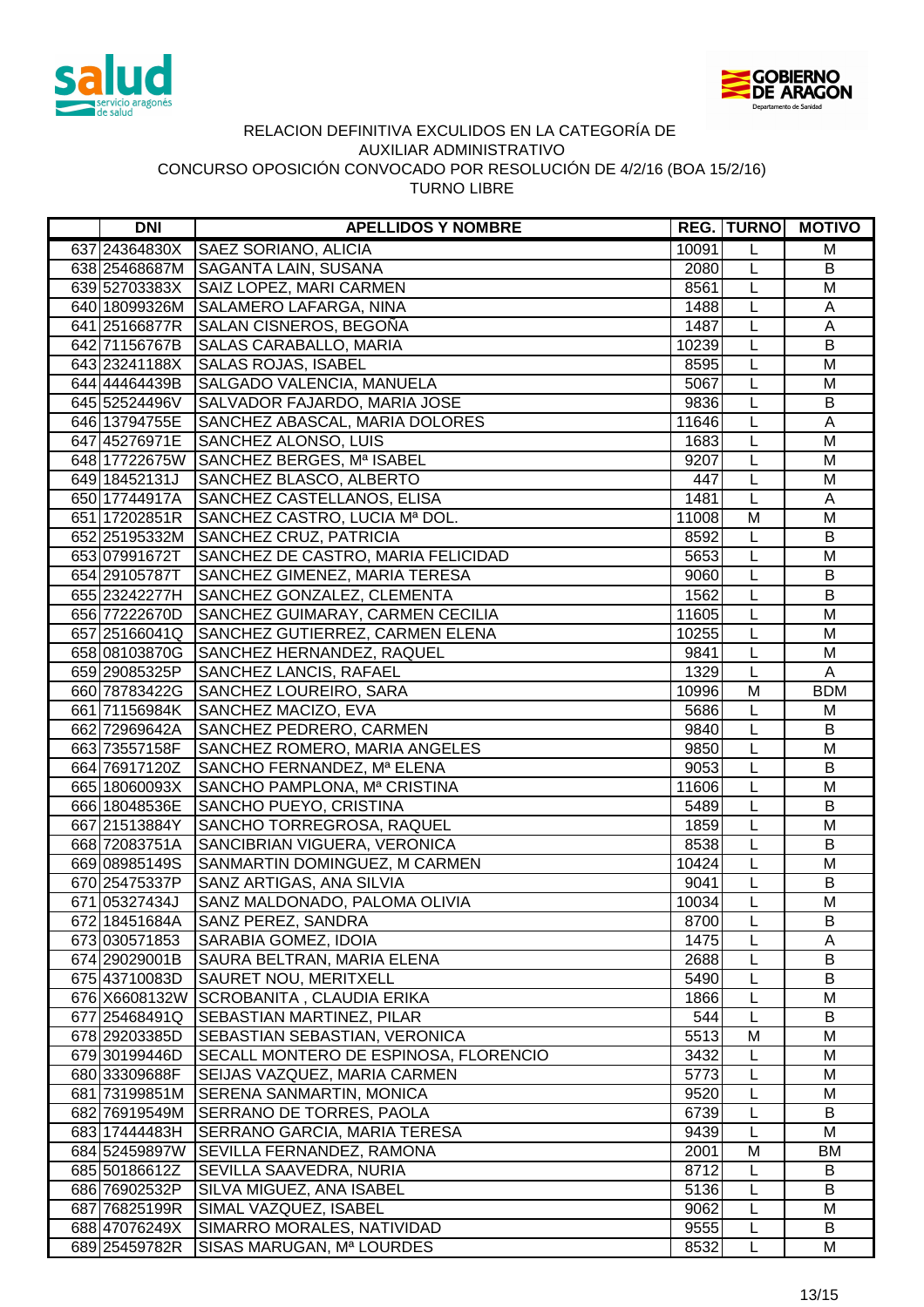RELACION DEFINITIVA EXCULIDOS EN LA CATEGORÍA DE
AUXILIAR ADMINISTRATIVO
CONCURSO OPOSICIÓN CONVOCADO POR RESOLUCIÓN DE 4/2/16 (BOA 15/2/16)
TURNO LIBRE

| | DNI | APELLIDOS Y NOMBRE | REG. | TURNO | MOTIVO |
|---|---|---|---|---|---|
| 637 | 24364830X | SAEZ SORIANO, ALICIA | 10091 | L | M |
| 638 | 25468687M | SAGANTA LAIN, SUSANA | 2080 | L | B |
| 639 | 52703383X | SAIZ LOPEZ, MARI CARMEN | 8561 | L | M |
| 640 | 18099326M | SALAMERO LAFARGA, NINA | 1488 | L | A |
| 641 | 25166877R | SALAN CISNEROS, BEGOÑA | 1487 | L | A |
| 642 | 71156767B | SALAS CARABALLO, MARIA | 10239 | L | B |
| 643 | 23241188X | SALAS ROJAS, ISABEL | 8595 | L | M |
| 644 | 44464439B | SALGADO VALENCIA, MANUELA | 5067 | L | M |
| 645 | 52524496V | SALVADOR FAJARDO, MARIA JOSE | 9836 | L | B |
| 646 | 13794755E | SANCHEZ ABASCAL, MARIA DOLORES | 11646 | L | A |
| 647 | 45276971E | SANCHEZ ALONSO, LUIS | 1683 | L | M |
| 648 | 17722675W | SANCHEZ BERGES, Mª ISABEL | 9207 | L | M |
| 649 | 18452131J | SANCHEZ BLASCO, ALBERTO | 447 | L | M |
| 650 | 17744917A | SANCHEZ CASTELLANOS, ELISA | 1481 | L | A |
| 651 | 17202851R | SANCHEZ CASTRO, LUCIA Mª DOL. | 11008 | M | M |
| 652 | 25195332M | SANCHEZ CRUZ, PATRICIA | 8592 | L | B |
| 653 | 07991672T | SANCHEZ DE CASTRO, MARIA FELICIDAD | 5653 | L | M |
| 654 | 29105787T | SANCHEZ GIMENEZ, MARIA TERESA | 9060 | L | B |
| 655 | 23242277H | SANCHEZ GONZALEZ, CLEMENTA | 1562 | L | B |
| 656 | 77222670D | SANCHEZ GUIMARAY, CARMEN CECILIA | 11605 | L | M |
| 657 | 25166041Q | SANCHEZ GUTIERREZ, CARMEN ELENA | 10255 | L | M |
| 658 | 08103870G | SANCHEZ HERNANDEZ, RAQUEL | 9841 | L | M |
| 659 | 29085325P | SANCHEZ LANCIS, RAFAEL | 1329 | L | A |
| 660 | 78783422G | SANCHEZ LOUREIRO, SARA | 10996 | M | BDM |
| 661 | 71156984K | SANCHEZ MACIZO, EVA | 5686 | L | M |
| 662 | 72969642A | SANCHEZ PEDRERO, CARMEN | 9840 | L | B |
| 663 | 73557158F | SANCHEZ ROMERO, MARIA ANGELES | 9850 | L | M |
| 664 | 76917120Z | SANCHO FERNANDEZ, Mª ELENA | 9053 | L | B |
| 665 | 18060093X | SANCHO PAMPLONA, Mª CRISTINA | 11606 | L | M |
| 666 | 18048536E | SANCHO PUEYO, CRISTINA | 5489 | L | B |
| 667 | 21513884Y | SANCHO TORREGROSA, RAQUEL | 1859 | L | M |
| 668 | 72083751A | SANCIBRIAN VIGUERA, VERONICA | 8538 | L | B |
| 669 | 08985149S | SANMARTIN DOMINGUEZ, M CARMEN | 10424 | L | M |
| 670 | 25475337P | SANZ ARTIGAS, ANA SILVIA | 9041 | L | B |
| 671 | 05327434J | SANZ MALDONADO, PALOMA OLIVIA | 10034 | L | M |
| 672 | 18451684A | SANZ PEREZ, SANDRA | 8700 | L | B |
| 673 | 030571853 | SARABIA GOMEZ, IDOIA | 1475 | L | A |
| 674 | 29029001B | SAURA BELTRAN, MARIA ELENA | 2688 | L | B |
| 675 | 43710083D | SAURET NOU, MERITXELL | 5490 | L | B |
| 676 | X6608132W | SCROBANITA , CLAUDIA ERIKA | 1866 | L | M |
| 677 | 25468491Q | SEBASTIAN MARTINEZ, PILAR | 544 | L | B |
| 678 | 29203385D | SEBASTIAN SEBASTIAN, VERONICA | 5513 | M | M |
| 679 | 30199446D | SECALL MONTERO DE ESPINOSA, FLORENCIO | 3432 | L | M |
| 680 | 33309688F | SEIJAS VAZQUEZ, MARIA CARMEN | 5773 | L | M |
| 681 | 73199851M | SERENA SANMARTIN, MONICA | 9520 | L | M |
| 682 | 76919549M | SERRANO DE TORRES, PAOLA | 6739 | L | B |
| 683 | 17444483H | SERRANO GARCIA, MARIA TERESA | 9439 | L | M |
| 684 | 52459897W | SEVILLA FERNANDEZ, RAMONA | 2001 | M | BM |
| 685 | 50186612Z | SEVILLA SAAVEDRA, NURIA | 8712 | L | B |
| 686 | 76902532P | SILVA MIGUEZ, ANA ISABEL | 5136 | L | B |
| 687 | 76825199R | SIMAL VAZQUEZ, ISABEL | 9062 | L | M |
| 688 | 47076249X | SIMARRO MORALES, NATIVIDAD | 9555 | L | B |
| 689 | 25459782R | SISAS MARUGAN, Mª LOURDES | 8532 | L | M |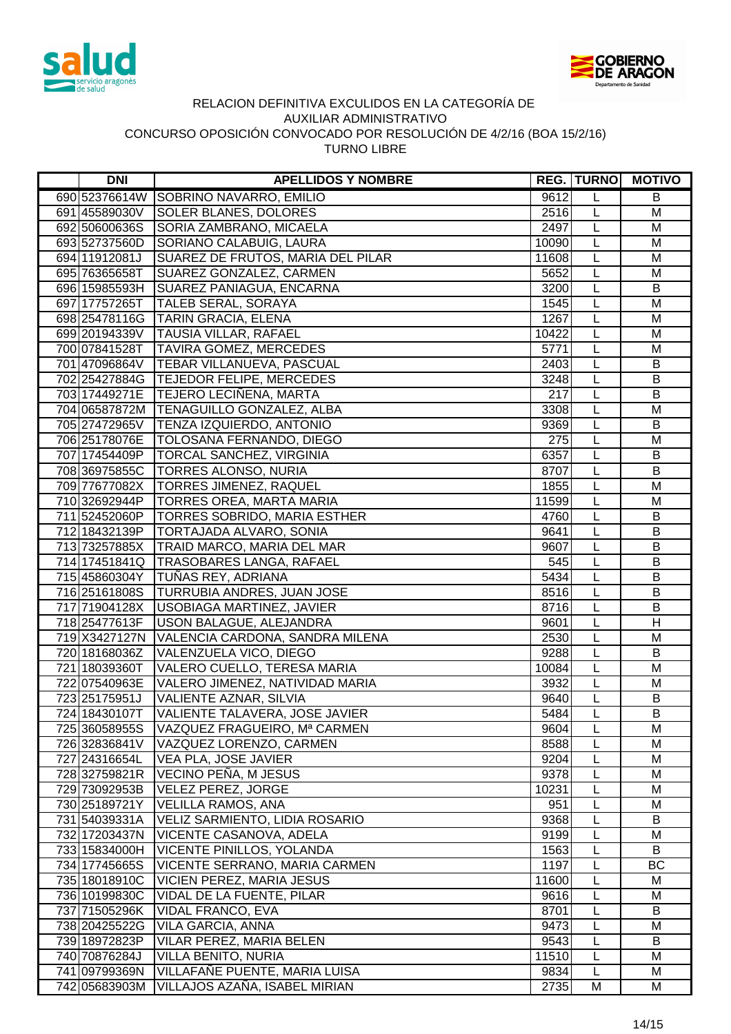RELACION DEFINITIVA EXCULIDOS EN LA CATEGORÍA DE
AUXILIAR ADMINISTRATIVO
CONCURSO OPOSICIÓN CONVOCADO POR RESOLUCIÓN DE 4/2/16 (BOA 15/2/16)
TURNO LIBRE

| | DNI | APELLIDOS Y NOMBRE | REG. | TURNO | MOTIVO |
|---|---|---|---|---|---|
| 690 | 52376614W | SOBRINO NAVARRO, EMILIO | 9612 | L | B |
| 691 | 45589030V | SOLER BLANES, DOLORES | 2516 | L | M |
| 692 | 50600636S | SORIA ZAMBRANO, MICAELA | 2497 | L | M |
| 693 | 52737560D | SORIANO CALABUIG, LAURA | 10090 | L | M |
| 694 | 11912081J | SUAREZ DE FRUTOS, MARIA DEL PILAR | 11608 | L | M |
| 695 | 76365658T | SUAREZ GONZALEZ, CARMEN | 5652 | L | M |
| 696 | 15985593H | SUAREZ PANIAGUA, ENCARNA | 3200 | L | B |
| 697 | 17757265T | TALEB SERAL, SORAYA | 1545 | L | M |
| 698 | 25478116G | TARIN GRACIA, ELENA | 1267 | L | M |
| 699 | 20194339V | TAUSIA VILLAR, RAFAEL | 10422 | L | M |
| 700 | 07841528T | TAVIRA GOMEZ, MERCEDES | 5771 | L | M |
| 701 | 47096864V | TEBAR VILLANUEVA, PASCUAL | 2403 | L | B |
| 702 | 25427884G | TEJEDOR FELIPE, MERCEDES | 3248 | L | B |
| 703 | 17449271E | TEJERO LECIÑENA, MARTA | 217 | L | B |
| 704 | 06587872M | TENAGUILLO GONZALEZ, ALBA | 3308 | L | M |
| 705 | 27472965V | TENZA IZQUIERDO, ANTONIO | 9369 | L | B |
| 706 | 25178076E | TOLOSANA FERNANDO, DIEGO | 275 | L | M |
| 707 | 17454409P | TORCAL SANCHEZ, VIRGINIA | 6357 | L | B |
| 708 | 36975855C | TORRES ALONSO, NURIA | 8707 | L | B |
| 709 | 77677082X | TORRES JIMENEZ, RAQUEL | 1855 | L | M |
| 710 | 32692944P | TORRES OREA, MARTA MARIA | 11599 | L | M |
| 711 | 52452060P | TORRES SOBRIDO, MARIA ESTHER | 4760 | L | B |
| 712 | 18432139P | TORTAJADA ALVARO, SONIA | 9641 | L | B |
| 713 | 73257885X | TRAID MARCO, MARIA DEL MAR | 9607 | L | B |
| 714 | 17451841Q | TRASOBARES LANGA, RAFAEL | 545 | L | B |
| 715 | 45860304Y | TUÑAS REY, ADRIANA | 5434 | L | B |
| 716 | 25161808S | TURRUBIA ANDRES, JUAN JOSE | 8516 | L | B |
| 717 | 71904128X | USOBIAGA MARTINEZ, JAVIER | 8716 | L | B |
| 718 | 25477613F | USON BALAGUE, ALEJANDRA | 9601 | L | H |
| 719 | X3427127N | VALENCIA CARDONA, SANDRA MILENA | 2530 | L | M |
| 720 | 18168036Z | VALENZUELA VICO, DIEGO | 9288 | L | B |
| 721 | 18039360T | VALERO CUELLO, TERESA MARIA | 10084 | L | M |
| 722 | 07540963E | VALERO JIMENEZ, NATIVIDAD MARIA | 3932 | L | M |
| 723 | 25175951J | VALIENTE AZNAR, SILVIA | 9640 | L | B |
| 724 | 18430107T | VALIENTE TALAVERA, JOSE JAVIER | 5484 | L | B |
| 725 | 36058955S | VAZQUEZ FRAGUEIRO, Mª CARMEN | 9604 | L | M |
| 726 | 32836841V | VAZQUEZ LORENZO, CARMEN | 8588 | L | M |
| 727 | 24316654L | VEA PLA, JOSE JAVIER | 9204 | L | M |
| 728 | 32759821R | VECINO PEÑA, M JESUS | 9378 | L | M |
| 729 | 73092953B | VELEZ PEREZ, JORGE | 10231 | L | M |
| 730 | 25189721Y | VELILLA RAMOS, ANA | 951 | L | M |
| 731 | 54039331A | VELIZ SARMIENTO, LIDIA ROSARIO | 9368 | L | B |
| 732 | 17203437N | VICENTE CASANOVA, ADELA | 9199 | L | M |
| 733 | 15834000H | VICENTE PINILLOS, YOLANDA | 1563 | L | B |
| 734 | 17745665S | VICENTE SERRANO, MARIA CARMEN | 1197 | L | BC |
| 735 | 18018910C | VICIEN PEREZ, MARIA JESUS | 11600 | L | M |
| 736 | 10199830C | VIDAL DE LA FUENTE, PILAR | 9616 | L | M |
| 737 | 71505296K | VIDAL FRANCO, EVA | 8701 | L | B |
| 738 | 20425522G | VILA GARCIA, ANNA | 9473 | L | M |
| 739 | 18972823P | VILAR PEREZ, MARIA BELEN | 9543 | L | B |
| 740 | 70876284J | VILLA BENITO, NURIA | 11510 | L | M |
| 741 | 09799369N | VILLAFAÑE PUENTE, MARIA LUISA | 9834 | L | M |
| 742 | 05683903M | VILLAJOS AZAÑA, ISABEL MIRIAN | 2735 | M | M |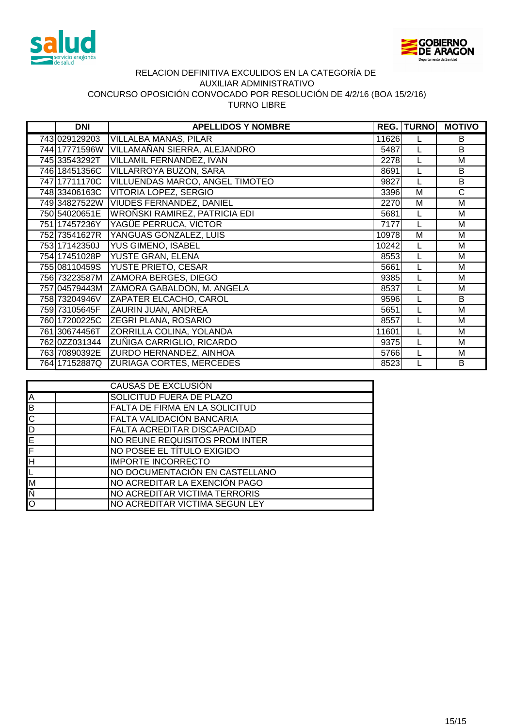RELACION DEFINITIVA EXCULIDOS EN LA CATEGORÍA DE
AUXILIAR ADMINISTRATIVO
CONCURSO OPOSICIÓN CONVOCADO POR RESOLUCIÓN DE 4/2/16 (BOA 15/2/16)
TURNO LIBRE

| | DNI | APELLIDOS Y NOMBRE | REG. | TURNO | MOTIVO |
|---|---|---|---|---|---|
| 743 | 029129203 | VILLALBA MANAS, PILAR | 11626 | L | B |
| 744 | 17771596W | VILLAMAÑAN SIERRA, ALEJANDRO | 5487 | L | B |
| 745 | 33543292T | VILLAMIL FERNANDEZ, IVAN | 2278 | L | M |
| 746 | 18451356C | VILLARROYA BUZON, SARA | 8691 | L | B |
| 747 | 17711170C | VILLUENDAS MARCO, ANGEL TIMOTEO | 9827 | L | B |
| 748 | 33406163C | VITORIA LOPEZ, SERGIO | 3396 | M | C |
| 749 | 34827522W | VIUDES FERNANDEZ, DANIEL | 2270 | M | M |
| 750 | 54020651E | WROÑSKI RAMIREZ, PATRICIA EDI | 5681 | L | M |
| 751 | 17457236Y | YAGÜE PERRUCA, VICTOR | 7177 | L | M |
| 752 | 73541627R | YANGUAS GONZALEZ, LUIS | 10978 | M | M |
| 753 | 17142350J | YUS GIMENO, ISABEL | 10242 | L | M |
| 754 | 17451028P | YUSTE GRAN, ELENA | 8553 | L | M |
| 755 | 08110459S | YUSTE PRIETO, CESAR | 5661 | L | M |
| 756 | 73223587M | ZAMORA BERGES, DIEGO | 9385 | L | M |
| 757 | 04579443M | ZAMORA GABALDON, M. ANGELA | 8537 | L | M |
| 758 | 73204946V | ZAPATER ELCACHO, CAROL | 9596 | L | B |
| 759 | 73105645F | ZAURIN JUAN, ANDREA | 5651 | L | M |
| 760 | 17200225C | ZEGRI PLANA, ROSARIO | 8557 | L | M |
| 761 | 30674456T | ZORRILLA COLINA, YOLANDA | 11601 | L | M |
| 762 | 0ZZ031344 | ZUÑIGA CARRIGLIO, RICARDO | 9375 | L | M |
| 763 | 70890392E | ZURDO HERNANDEZ, AINHOA | 5766 | L | M |
| 764 | 17152887Q | ZURIAGA CORTES, MERCEDES | 8523 | L | B |

| | | CAUSAS DE EXCLUSIÓN |
|---|---|---|
| A | | SOLICITUD FUERA DE PLAZO |
| B | | FALTA DE FIRMA EN LA SOLICITUD |
| C | | FALTA VALIDACIÓN BANCARIA |
| D | | FALTA ACREDITAR DISCAPACIDAD |
| E | | NO REUNE REQUISITOS PROM INTER |
| F | | NO POSEE EL TÍTULO EXIGIDO |
| H | | IMPORTE INCORRECTO |
| L | | NO DOCUMENTACIÓN EN CASTELLANO |
| M | | NO ACREDITAR LA EXENCIÓN PAGO |
| Ñ | | NO ACREDITAR VICTIMA TERRORIS |
| O | | NO ACREDITAR VICTIMA SEGUN LEY |